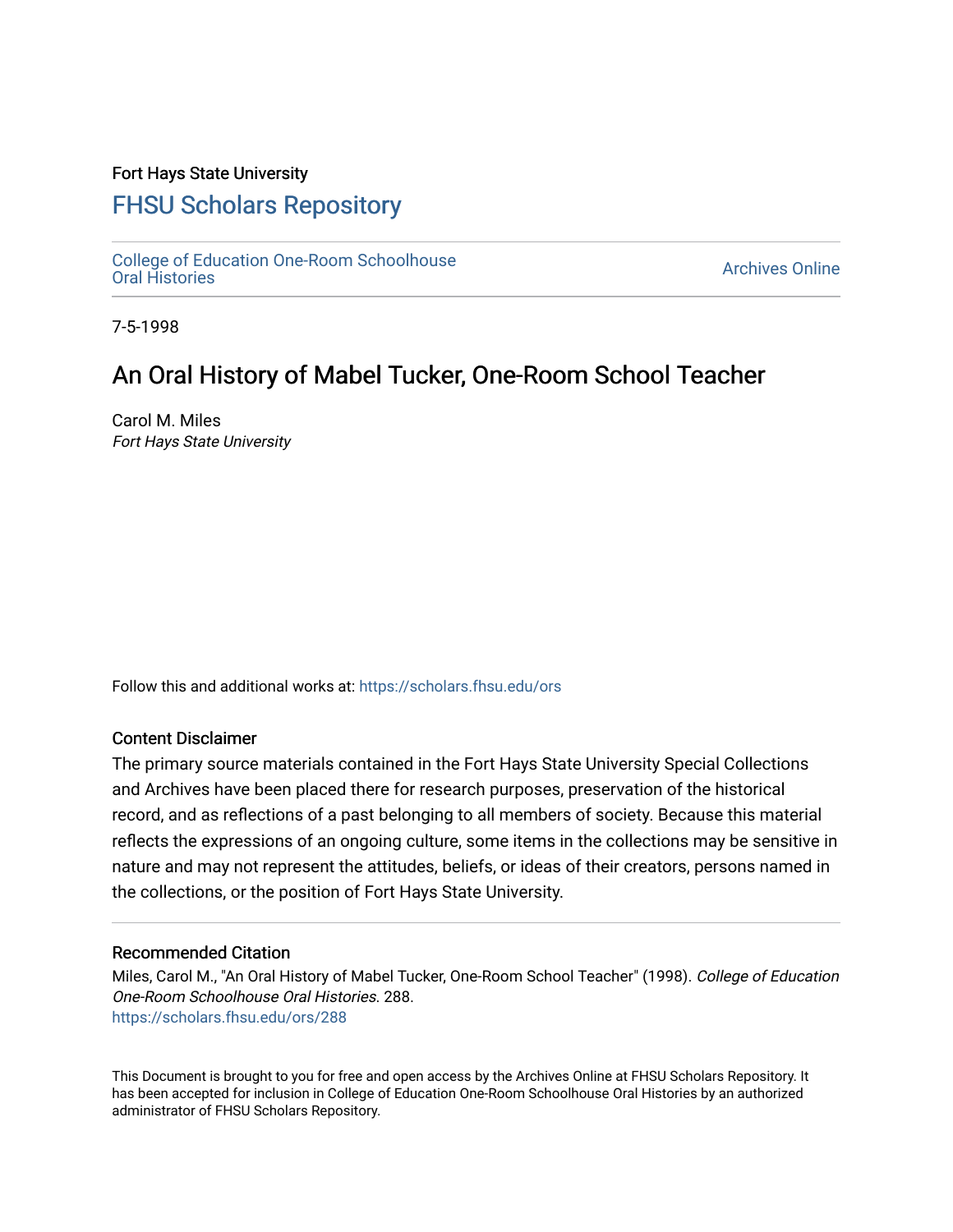Fort Hays State University

# FHSU Scholars Repository

College of Education One-Room Schoolhouse Oral Histories

Archives Online

7-5-1998

## An Oral History of Mabel Tucker, One-Room School Teacher

Carol M. Miles
*Fort Hays State University*

Follow this and additional works at: https://scholars.fhsu.edu/ors

### Content Disclaimer

The primary source materials contained in the Fort Hays State University Special Collections and Archives have been placed there for research purposes, preservation of the historical record, and as reflections of a past belonging to all members of society. Because this material reflects the expressions of an ongoing culture, some items in the collections may be sensitive in nature and may not represent the attitudes, beliefs, or ideas of their creators, persons named in the collections, or the position of Fort Hays State University.

### Recommended Citation

Miles, Carol M., "An Oral History of Mabel Tucker, One-Room School Teacher" (1998). *College of Education One-Room Schoolhouse Oral Histories*. 288.
https://scholars.fhsu.edu/ors/288

This Document is brought to you for free and open access by the Archives Online at FHSU Scholars Repository. It has been accepted for inclusion in College of Education One-Room Schoolhouse Oral Histories by an authorized administrator of FHSU Scholars Repository.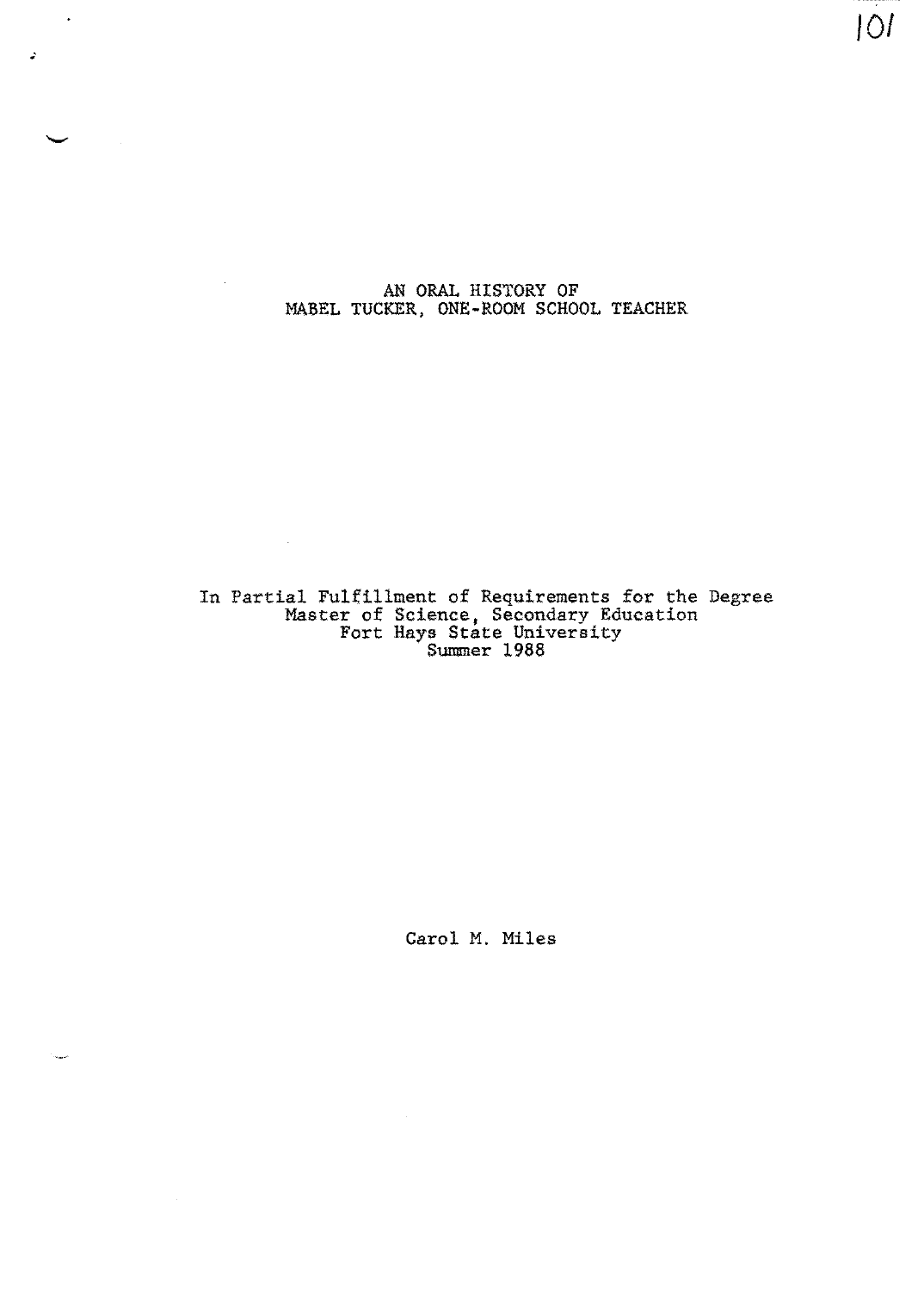# AN ORAL HISTORY OF MABEL TUCKER, ONE-ROOM SCHOOL TEACHER

In Partial Fulfillment of Requirements for the Degree
Master of Science, Secondary Education
Fort Hays State University
Summer 1988

Carol M. Miles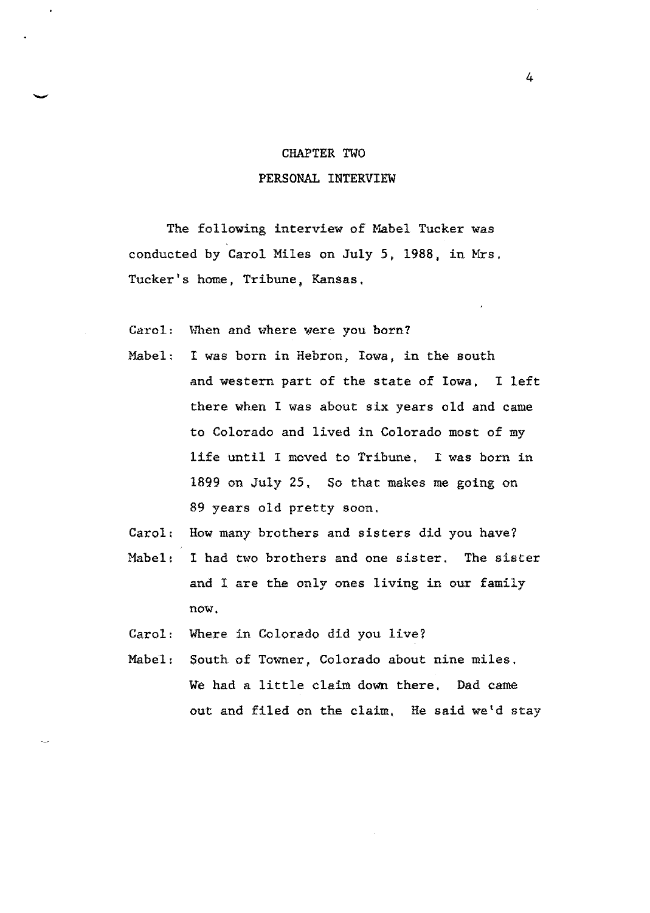## CHAPTER TWO

## PERSONAL INTERVIEW

The following interview of Mabel Tucker was conducted by Carol Miles on July 5, 1988, in Mrs. Tucker's home, Tribune, Kansas.

Carol: When and where were you born?

Mabel: I was born in Hebron, Iowa, in the south and western part of the state of Iowa. I left there when I was about six years old and came to Colorado and lived in Colorado most of my life until I moved to Tribune. I was born in 1899 on July 25. So that makes me going on 89 years old pretty soon.

Carol: How many brothers and sisters did you have?

Mabel: I had two brothers and one sister. The sister and I are the only ones living in our family now.

Carol: Where in Colorado did you live?

Mabel: South of Towner, Colorado about nine miles. We had a little claim down there. Dad came out and filed on the claim. He said we'd stay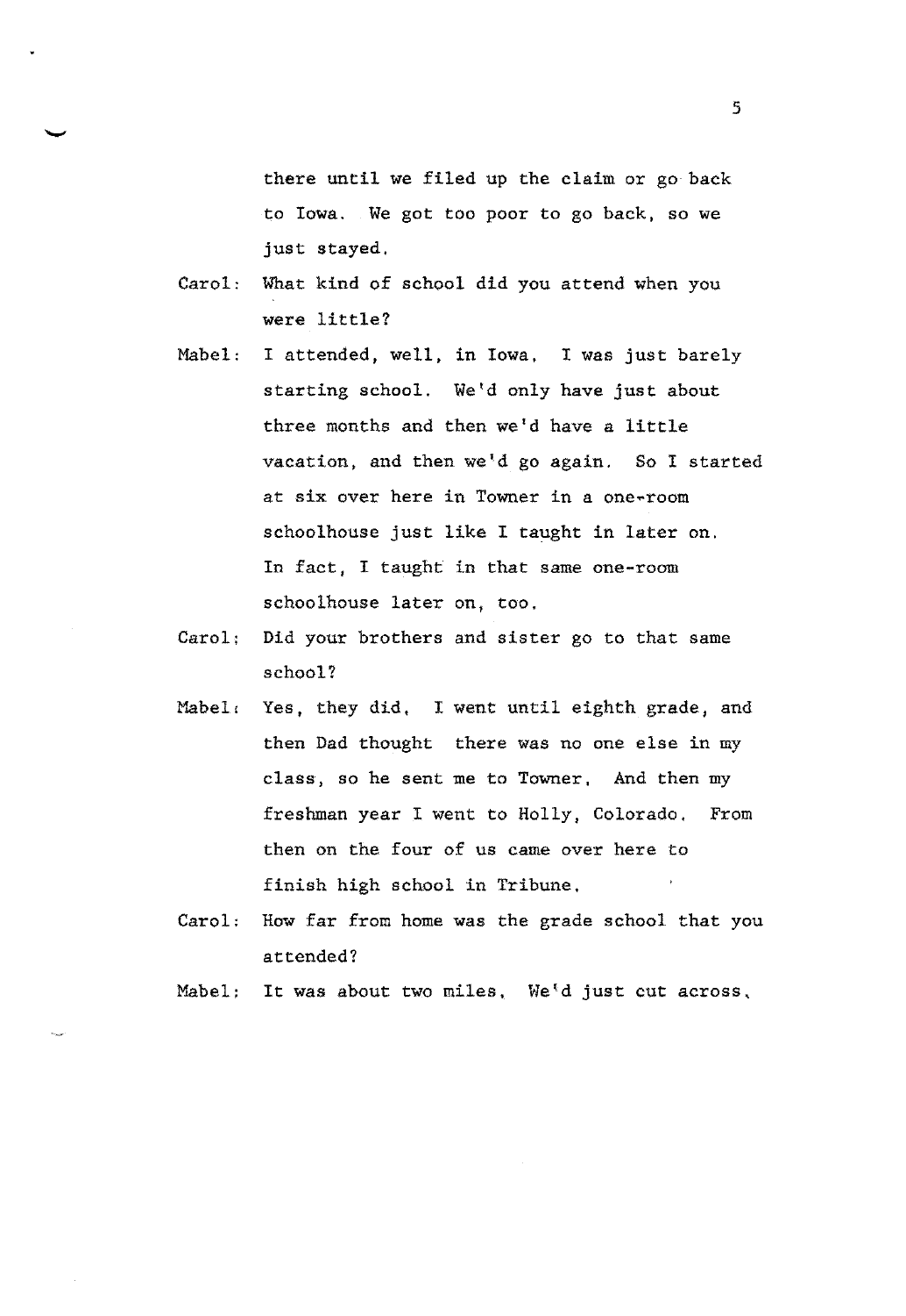there until we filed up the claim or go back to Iowa. We got too poor to go back, so we just stayed.

Carol: What kind of school did you attend when you were little?

Mabel: I attended, well, in Iowa, I was just barely starting school. We'd only have just about three months and then we'd have a little vacation, and then we'd go again. So I started at six over here in Towner in a one-room schoolhouse just like I taught in later on. In fact, I taught in that same one-room schoolhouse later on, too.

Carol: Did your brothers and sister go to that same school?

Mabel: Yes, they did. I went until eighth grade, and then Dad thought there was no one else in my class, so he sent me to Towner. And then my freshman year I went to Holly, Colorado. From then on the four of us came over here to finish high school in Tribune.

Carol: How far from home was the grade school that you attended?

Mabel: It was about two miles. We'd just cut across,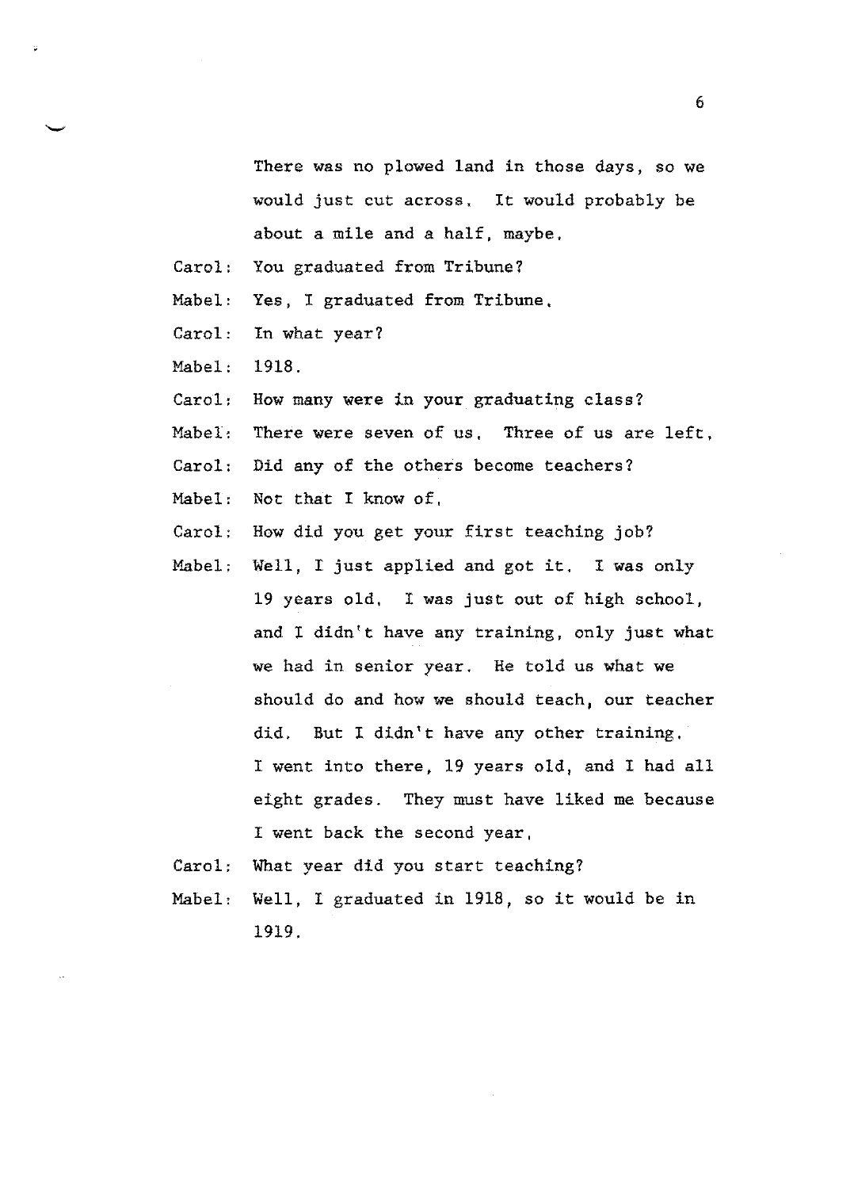There was no plowed land in those days, so we would just cut across. It would probably be about a mile and a half, maybe.

Carol: You graduated from Tribune?

Mabel: Yes, I graduated from Tribune.

Carol: In what year?

Mabel: 1918.

Carol: How many were in your graduating class?

Mabel: There were seven of us. Three of us are left.

Carol: Did any of the others become teachers?

Mabel: Not that I know of.

Carol: How did you get your first teaching job?

Mabel: Well, I just applied and got it. I was only 19 years old. I was just out of high school, and I didn't have any training, only just what we had in senior year. He told us what we should do and how we should teach, our teacher did. But I didn't have any other training. I went into there, 19 years old, and I had all eight grades. They must have liked me because I went back the second year.

Carol: What year did you start teaching?

Mabel: Well, I graduated in 1918, so it would be in 1919.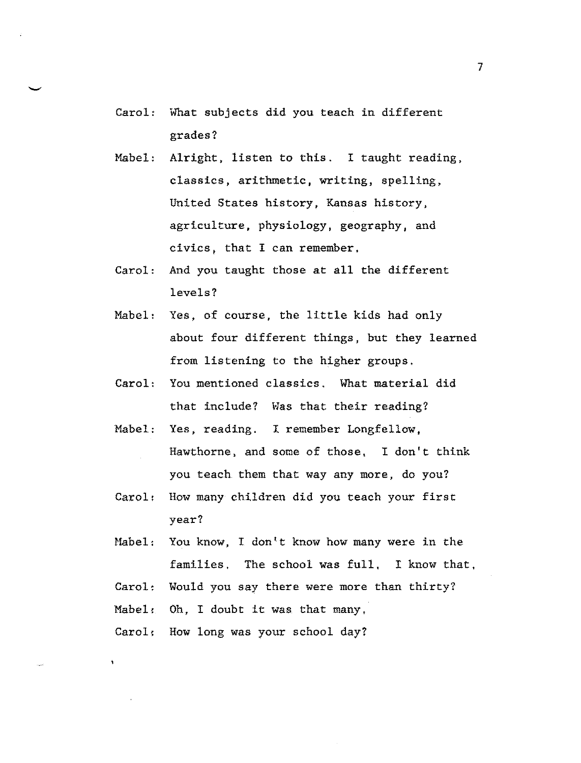Carol: What subjects did you teach in different grades?

Mabel: Alright, listen to this. I taught reading, classics, arithmetic, writing, spelling, United States history, Kansas history, agriculture, physiology, geography, and civics, that I can remember.

Carol: And you taught those at all the different levels?

Mabel: Yes, of course, the little kids had only about four different things, but they learned from listening to the higher groups.

Carol: You mentioned classics. What material did that include? Was that their reading?

Mabel: Yes, reading. I remember Longfellow, Hawthorne, and some of those. I don't think you teach them that way any more, do you?

Carol: How many children did you teach your first year?

Mabel: You know, I don't know how many were in the families. The school was full. I know that.

Carol: Would you say there were more than thirty?

Mabel: Oh, I doubt it was that many.

Carol: How long was your school day?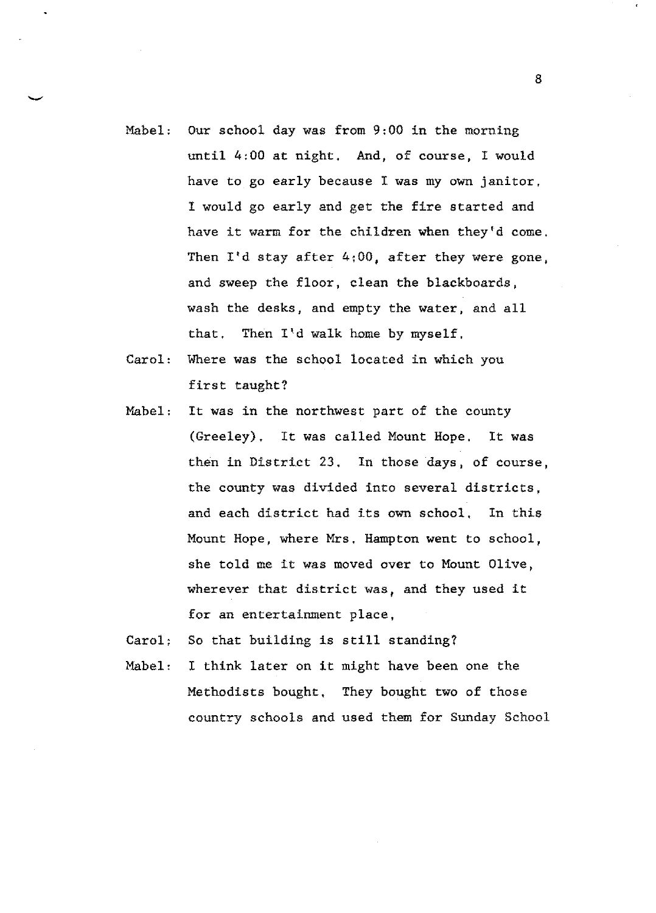Mabel: Our school day was from 9:00 in the morning until 4:00 at night. And, of course, I would have to go early because I was my own janitor. I would go early and get the fire started and have it warm for the children when they'd come. Then I'd stay after 4:00, after they were gone, and sweep the floor, clean the blackboards, wash the desks, and empty the water, and all that. Then I'd walk home by myself.

Carol: Where was the school located in which you first taught?

Mabel: It was in the northwest part of the county (Greeley). It was called Mount Hope. It was then in District 23. In those days, of course, the county was divided into several districts, and each district had its own school. In this Mount Hope, where Mrs. Hampton went to school, she told me it was moved over to Mount Olive, wherever that district was, and they used it for an entertainment place,

Carol: So that building is still standing?

Mabel: I think later on it might have been one the Methodists bought. They bought two of those country schools and used them for Sunday School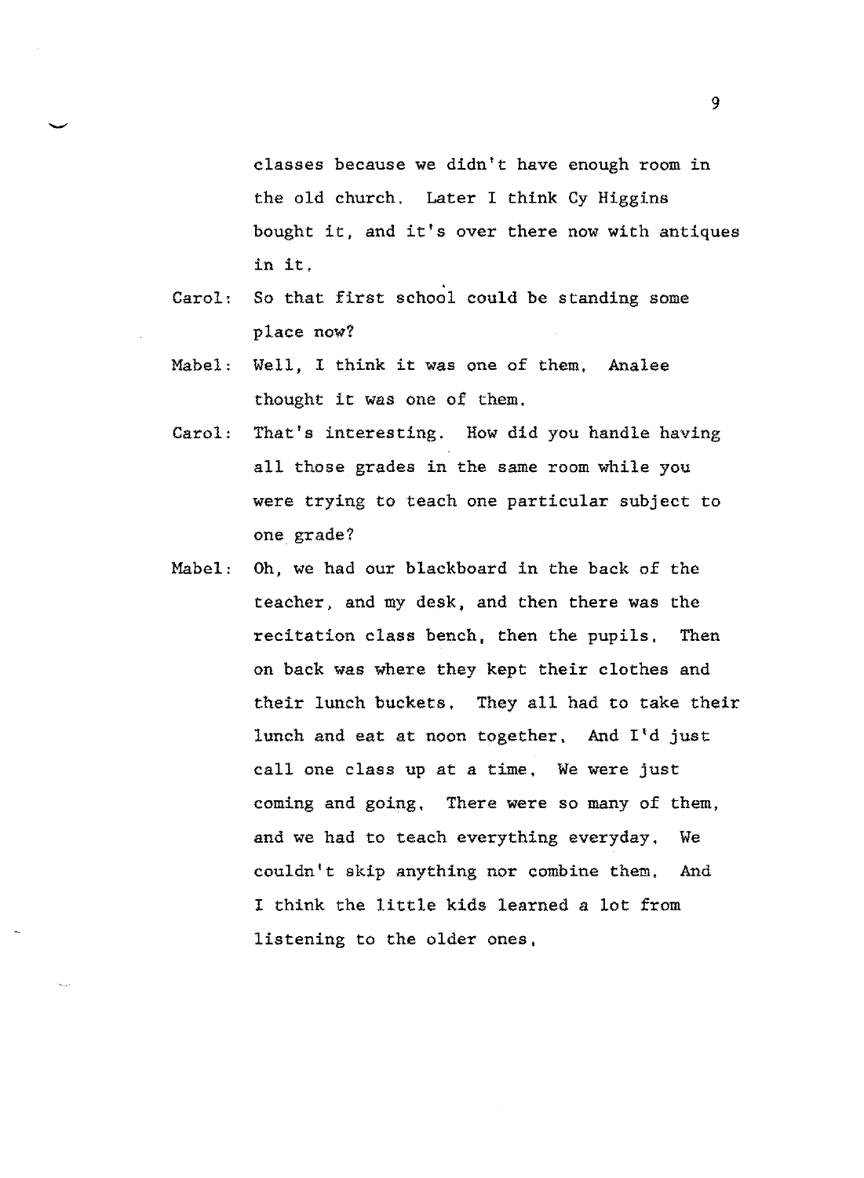classes because we didn't have enough room in the old church. Later I think Cy Higgins bought it, and it's over there now with antiques in it.

Carol: So that first school could be standing some place now?

Mabel: Well, I think it was one of them. Analee thought it was one of them.

Carol: That's interesting. How did you handle having all those grades in the same room while you were trying to teach one particular subject to one grade?

Mabel: Oh, we had our blackboard in the back of the teacher, and my desk, and then there was the recitation class bench, then the pupils. Then on back was where they kept their clothes and their lunch buckets. They all had to take their lunch and eat at noon together. And I'd just call one class up at a time. We were just coming and going. There were so many of them, and we had to teach everything everyday. We couldn't skip anything nor combine them. And I think the little kids learned a lot from listening to the older ones.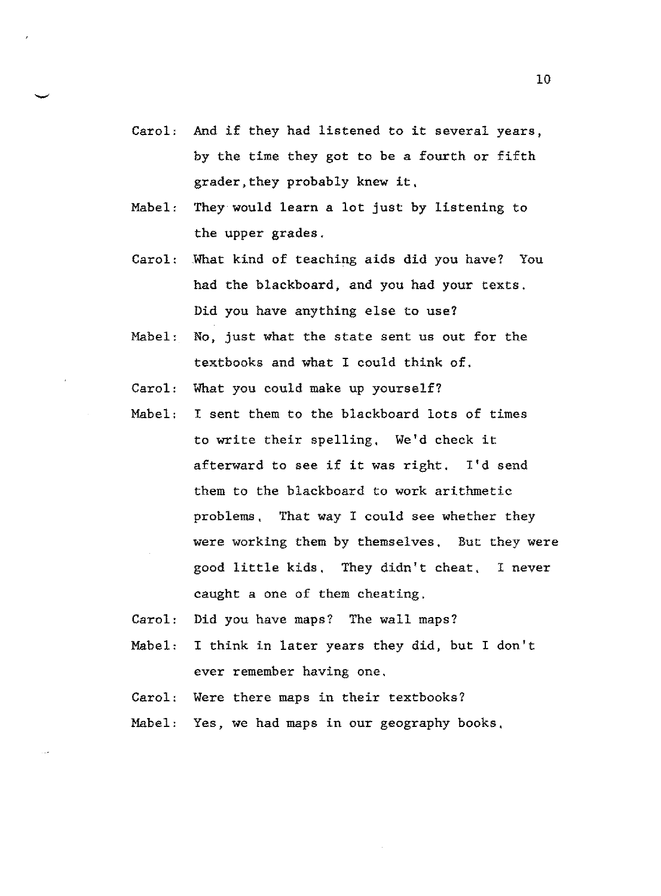Carol: And if they had listened to it several years, by the time they got to be a fourth or fifth grader, they probably knew it.

Mabel: They would learn a lot just by listening to the upper grades.

Carol: What kind of teaching aids did you have? You had the blackboard, and you had your texts. Did you have anything else to use?

Mabel: No, just what the state sent us out for the textbooks and what I could think of.

Carol: What you could make up yourself?

Mabel: I sent them to the blackboard lots of times to write their spelling. We'd check it afterward to see if it was right. I'd send them to the blackboard to work arithmetic problems. That way I could see whether they were working them by themselves. But they were good little kids. They didn't cheat. I never caught a one of them cheating.

Carol: Did you have maps? The wall maps?

Mabel: I think in later years they did, but I don't ever remember having one.

Carol: Were there maps in their textbooks?

Mabel: Yes, we had maps in our geography books.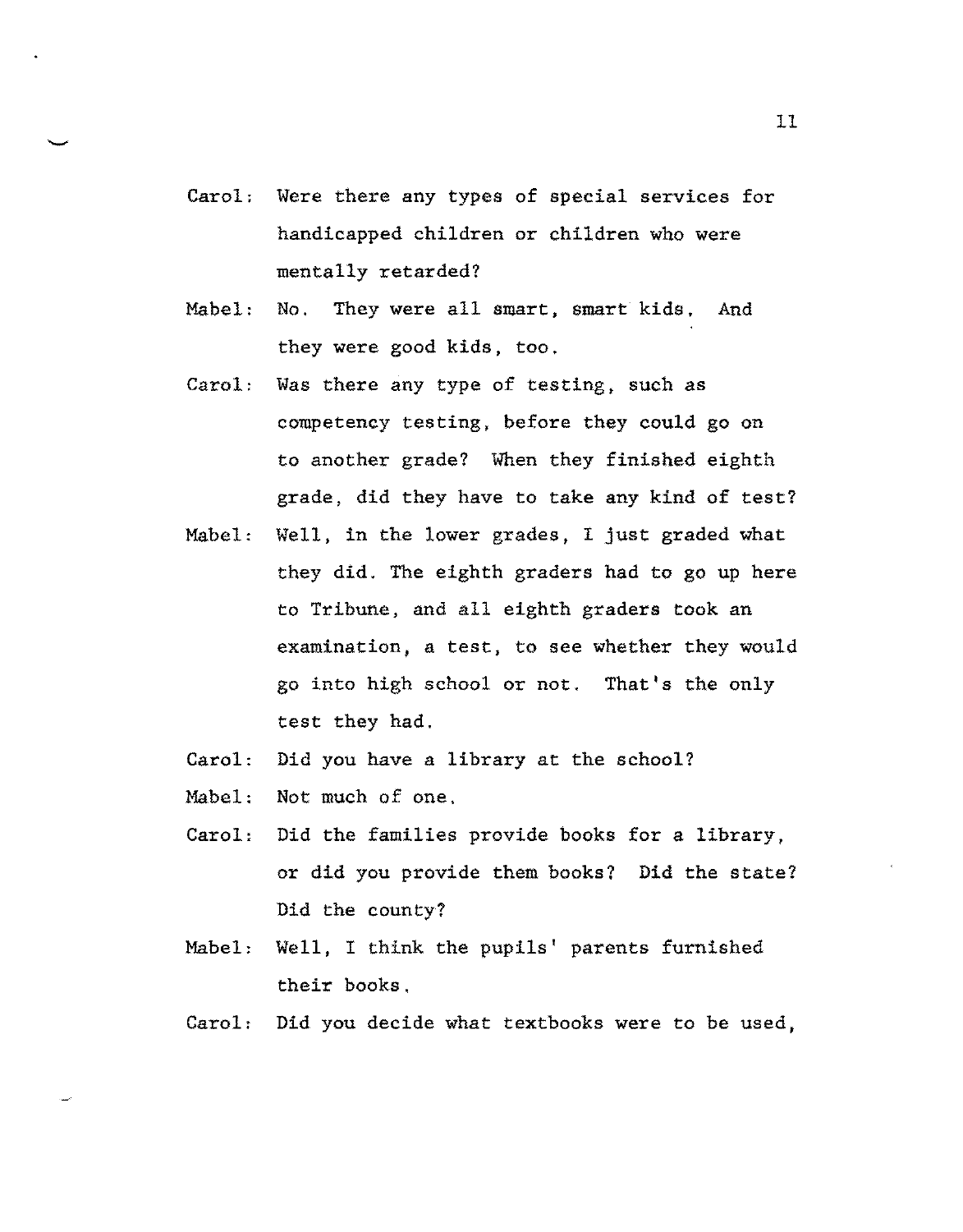Carol: Were there any types of special services for handicapped children or children who were mentally retarded?

Mabel: No. They were all smart, smart kids. And they were good kids, too.

Carol: Was there any type of testing, such as competency testing, before they could go on to another grade? When they finished eighth grade, did they have to take any kind of test?

Mabel: Well, in the lower grades, I just graded what they did. The eighth graders had to go up here to Tribune, and all eighth graders took an examination, a test, to see whether they would go into high school or not. That's the only test they had.

Carol: Did you have a library at the school?

Mabel: Not much of one.

Carol: Did the families provide books for a library, or did you provide them books? Did the state? Did the county?

Mabel: Well, I think the pupils' parents furnished their books.

Carol: Did you decide what textbooks were to be used,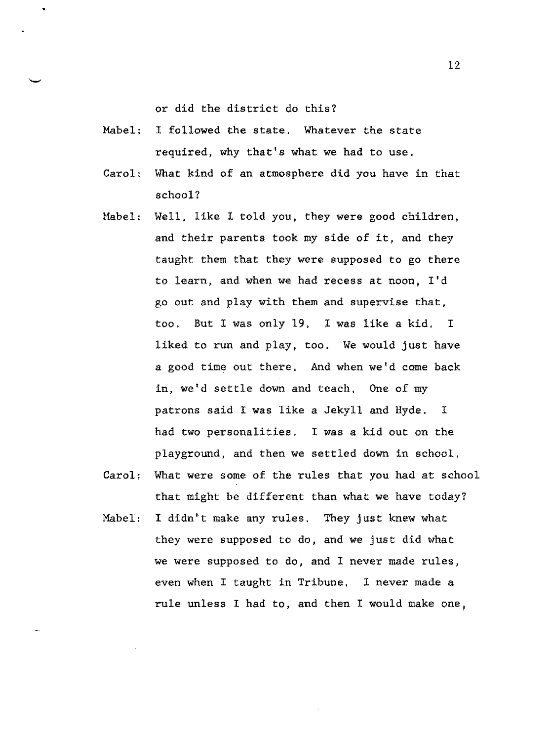or did the district do this?

Mabel: I followed the state. Whatever the state required, why that's what we had to use.

Carol: What kind of an atmosphere did you have in that school?

Mabel: Well, like I told you, they were good children, and their parents took my side of it, and they taught them that they were supposed to go there to learn, and when we had recess at noon, I'd go out and play with them and supervise that, too. But I was only 19, I was like a kid. I liked to run and play, too. We would just have a good time out there. And when we'd come back in, we'd settle down and teach. One of my patrons said I was like a Jekyll and Hyde. I had two personalities. I was a kid out on the playground, and then we settled down in school.

Carol: What were some of the rules that you had at school that might be different than what we have today?

Mabel: I didn't make any rules. They just knew what they were supposed to do, and we just did what we were supposed to do, and I never made rules, even when I taught in Tribune. I never made a rule unless I had to, and then I would make one,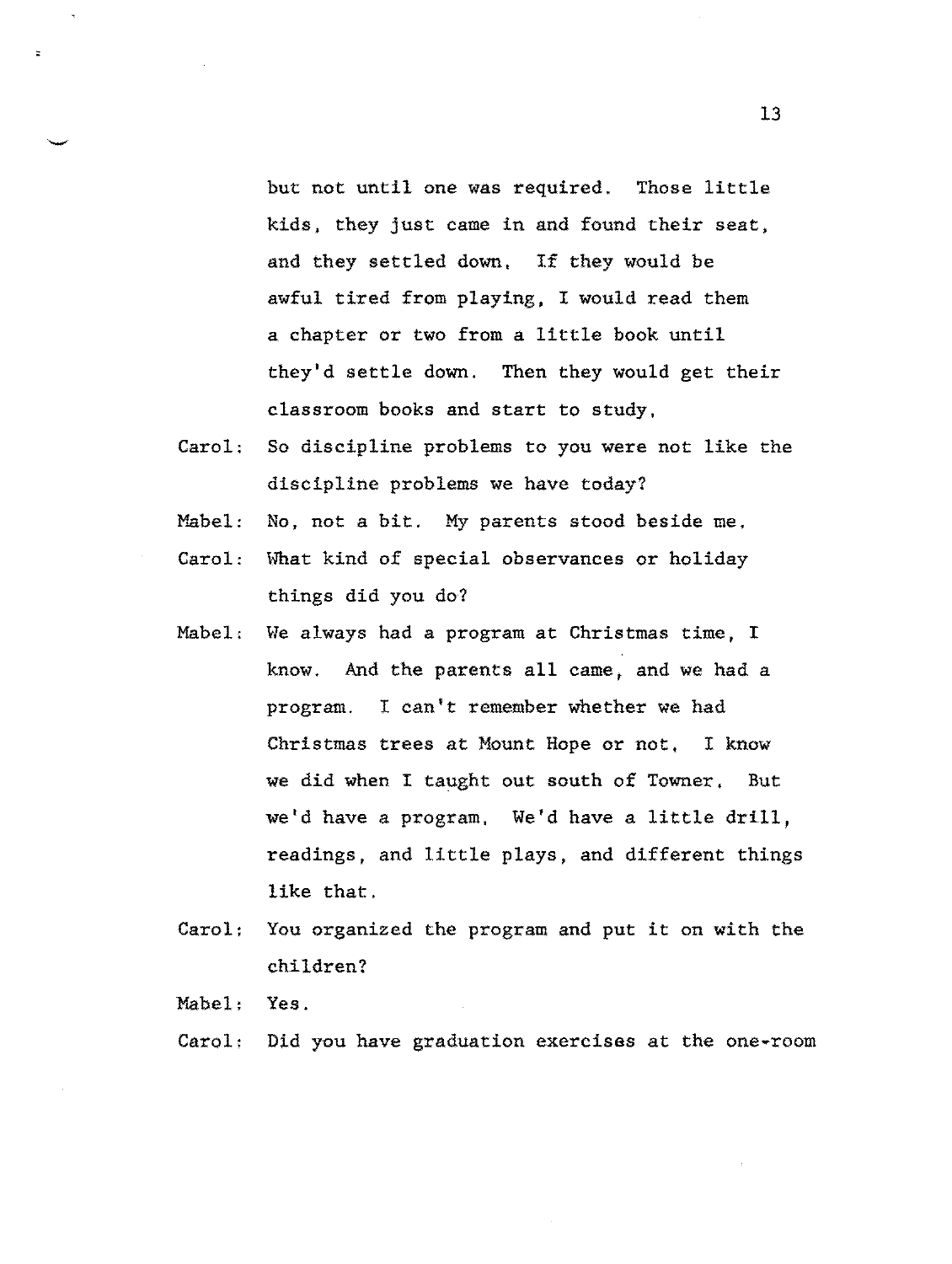but not until one was required. Those little kids, they just came in and found their seat, and they settled down. If they would be awful tired from playing, I would read them a chapter or two from a little book until they'd settle down. Then they would get their classroom books and start to study.

Carol: So discipline problems to you were not like the discipline problems we have today?

Mabel: No, not a bit. My parents stood beside me.

Carol: What kind of special observances or holiday things did you do?

Mabel: We always had a program at Christmas time, I know. And the parents all came, and we had a program. I can't remember whether we had Christmas trees at Mount Hope or not. I know we did when I taught out south of Towner. But we'd have a program. We'd have a little drill, readings, and little plays, and different things like that.

Carol: You organized the program and put it on with the children?

Mabel: Yes.

Carol: Did you have graduation exercises at the one-room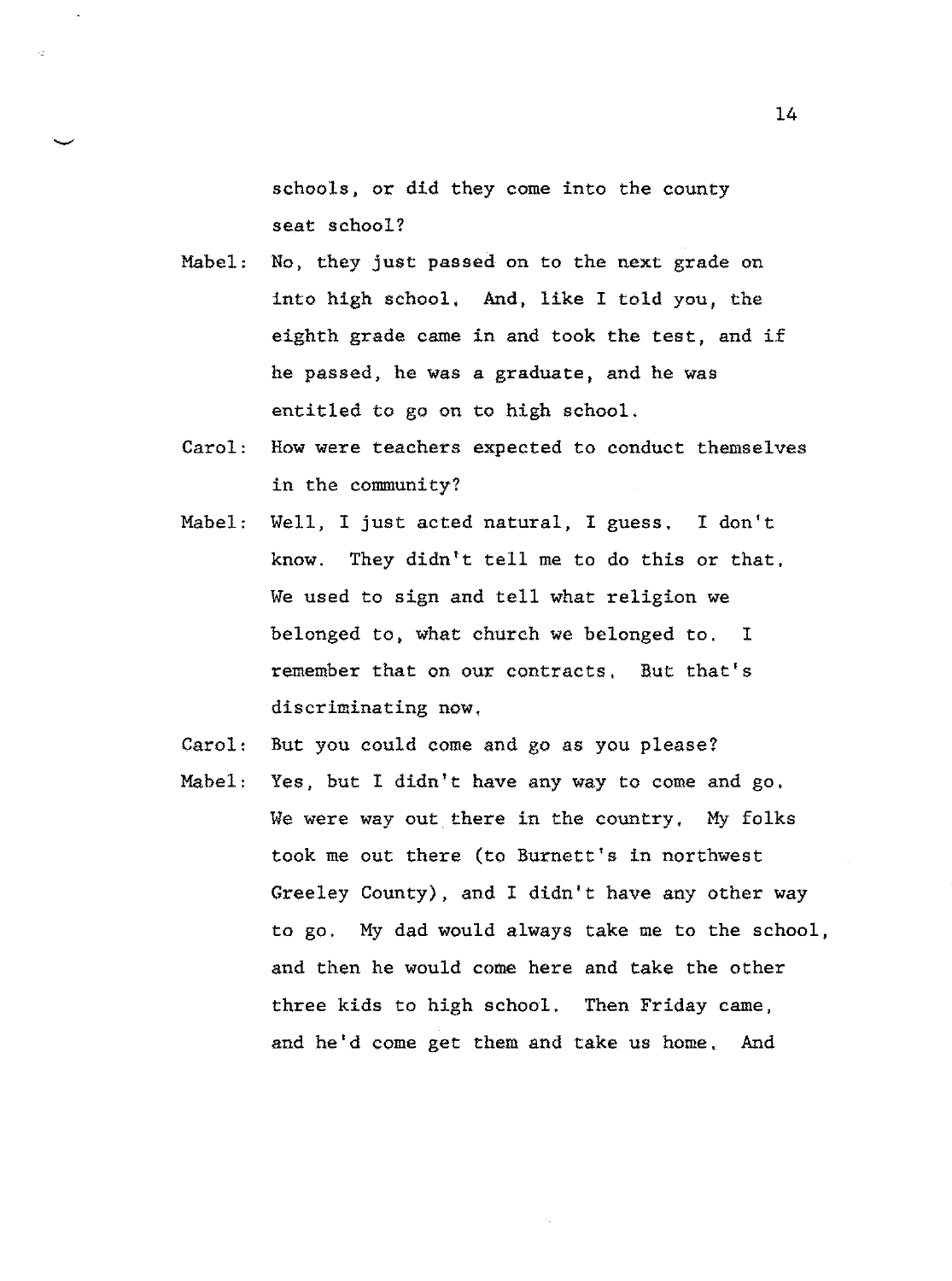schools, or did they come into the county seat school?

Mabel: No, they just passed on to the next grade on into high school. And, like I told you, the eighth grade came in and took the test, and if he passed, he was a graduate, and he was entitled to go on to high school.

Carol: How were teachers expected to conduct themselves in the community?

Mabel: Well, I just acted natural, I guess. I don't know. They didn't tell me to do this or that. We used to sign and tell what religion we belonged to, what church we belonged to. I remember that on our contracts. But that's discriminating now.

Carol: But you could come and go as you please?

Mabel: Yes, but I didn't have any way to come and go. We were way out there in the country. My folks took me out there (to Burnett's in northwest Greeley County), and I didn't have any other way to go. My dad would always take me to the school, and then he would come here and take the other three kids to high school. Then Friday came, and he'd come get them and take us home. And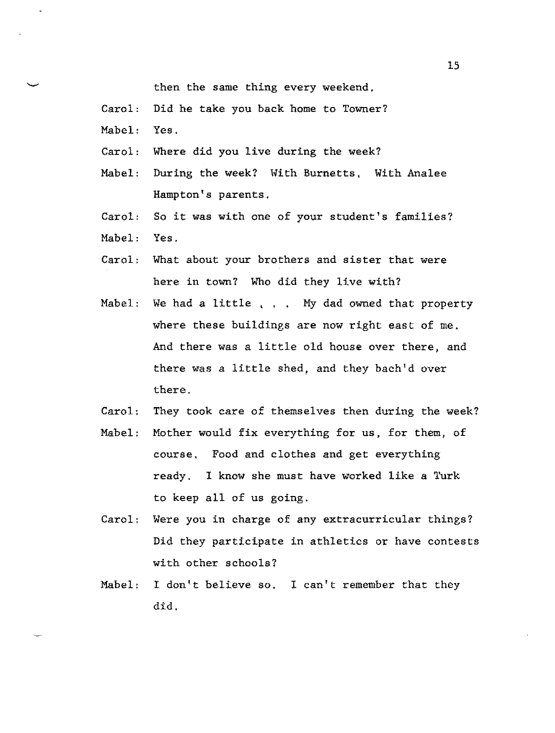then the same thing every weekend.

Carol: Did he take you back home to Towner?

Mabel: Yes.

Carol: Where did you live during the week?

Mabel: During the week? With Burnetts. With Analee Hampton's parents.

Carol: So it was with one of your student's families?

Mabel: Yes.

Carol: What about your brothers and sister that were here in town? Who did they live with?

Mabel: We had a little . . . My dad owned that property where these buildings are now right east of me. And there was a little old house over there, and there was a little shed, and they bach'd over there.

Carol: They took care of themselves then during the week?

Mabel: Mother would fix everything for us, for them, of course. Food and clothes and get everything ready. I know she must have worked like a Turk to keep all of us going.

Carol: Were you in charge of any extracurricular things? Did they participate in athletics or have contests with other schools?

Mabel: I don't believe so. I can't remember that they did.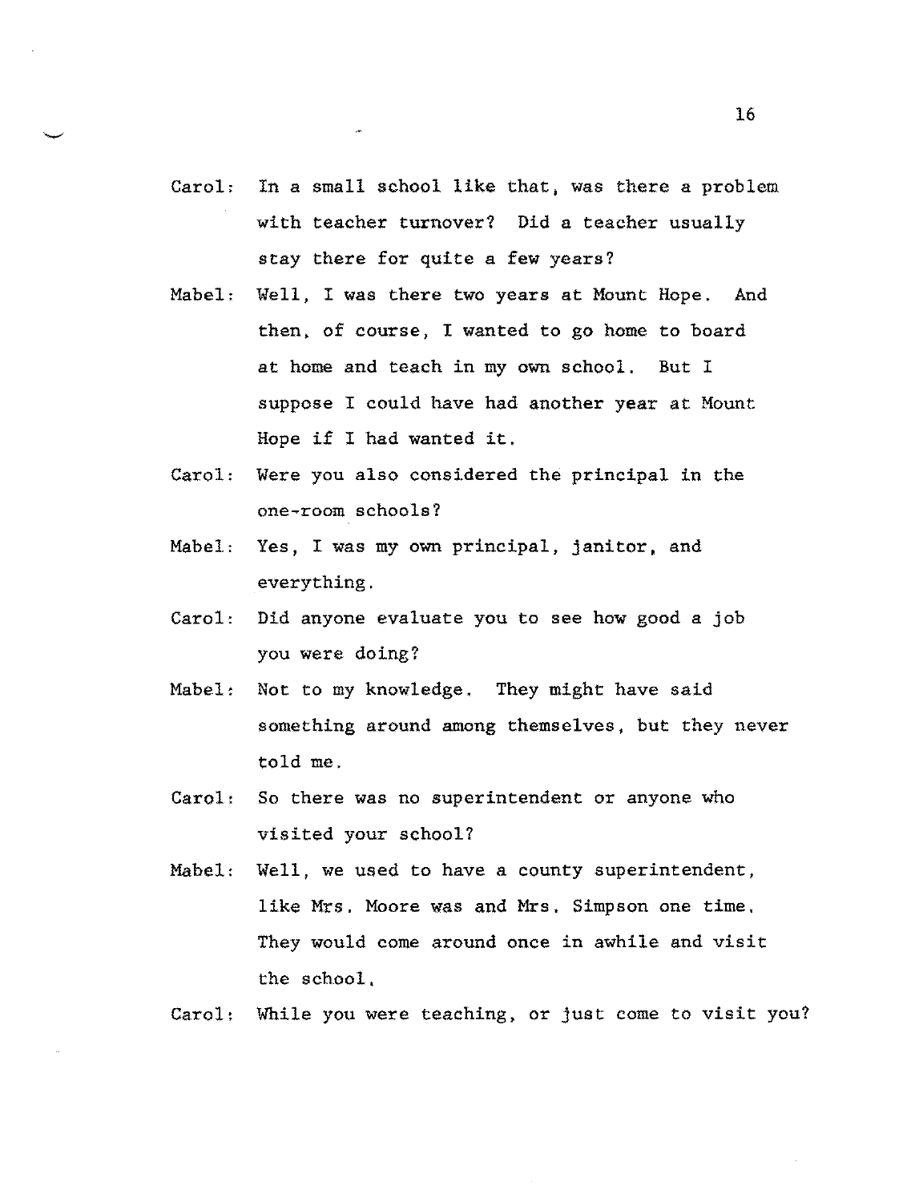Carol: In a small school like that, was there a problem with teacher turnover? Did a teacher usually stay there for quite a few years?

Mabel: Well, I was there two years at Mount Hope. And then, of course, I wanted to go home to board at home and teach in my own school. But I suppose I could have had another year at Mount Hope if I had wanted it.

Carol: Were you also considered the principal in the one-room schools?

Mabel: Yes, I was my own principal, janitor, and everything.

Carol: Did anyone evaluate you to see how good a job you were doing?

Mabel: Not to my knowledge. They might have said something around among themselves, but they never told me.

Carol: So there was no superintendent or anyone who visited your school?

Mabel: Well, we used to have a county superintendent, like Mrs. Moore was and Mrs. Simpson one time. They would come around once in awhile and visit the school.

Carol: While you were teaching, or just come to visit you?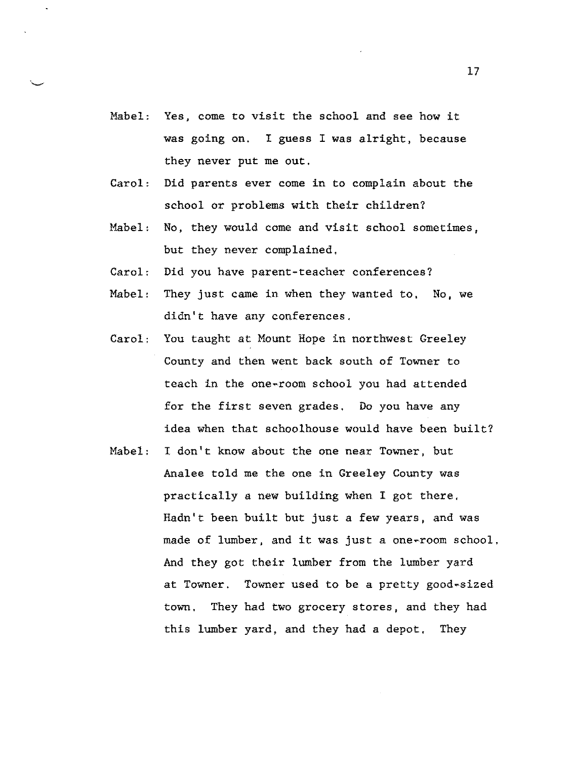Mabel: Yes, come to visit the school and see how it was going on. I guess I was alright, because they never put me out.

Carol: Did parents ever come in to complain about the school or problems with their children?

Mabel: No, they would come and visit school sometimes, but they never complained.

Carol: Did you have parent-teacher conferences?

Mabel: They just came in when they wanted to. No, we didn't have any conferences.

Carol: You taught at Mount Hope in northwest Greeley County and then went back south of Towner to teach in the one-room school you had attended for the first seven grades. Do you have any idea when that schoolhouse would have been built?

Mabel: I don't know about the one near Towner, but Analee told me the one in Greeley County was practically a new building when I got there. Hadn't been built but just a few years, and was made of lumber, and it was just a one-room school. And they got their lumber from the lumber yard at Towner. Towner used to be a pretty good-sized town. They had two grocery stores, and they had this lumber yard, and they had a depot. They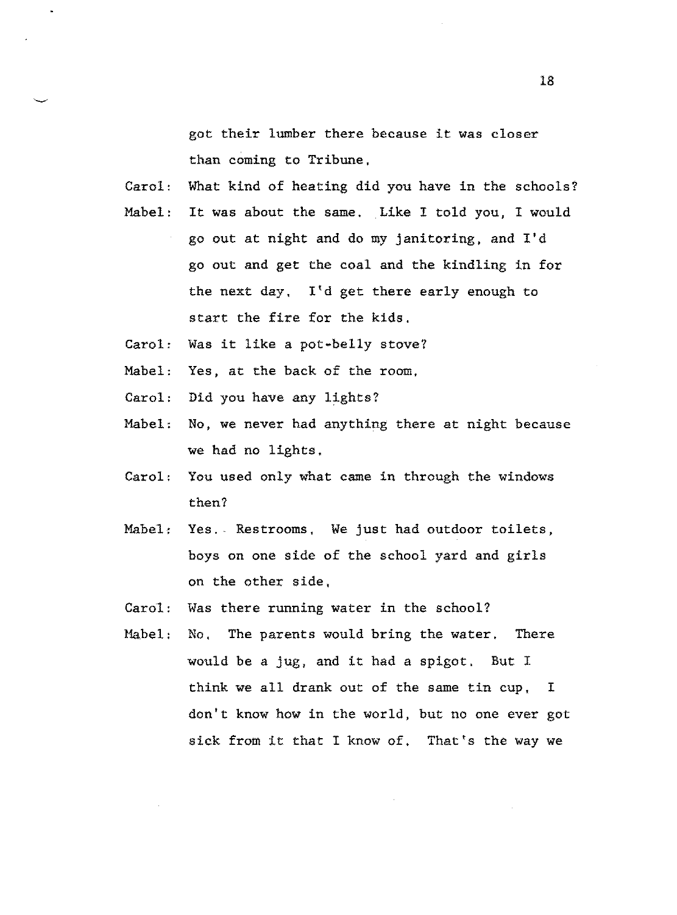got their lumber there because it was closer than coming to Tribune.

Carol: What kind of heating did you have in the schools?

Mabel: It was about the same. Like I told you, I would go out at night and do my janitoring, and I'd go out and get the coal and the kindling in for the next day. I'd get there early enough to start the fire for the kids.

Carol: Was it like a pot-belly stove?

Mabel: Yes, at the back of the room.

Carol: Did you have any lights?

Mabel: No, we never had anything there at night because we had no lights.

Carol: You used only what came in through the windows then?

Mabel: Yes. Restrooms. We just had outdoor toilets, boys on one side of the school yard and girls on the other side.

Carol: Was there running water in the school?

Mabel: No. The parents would bring the water. There would be a jug, and it had a spigot. But I think we all drank out of the same tin cup. I don't know how in the world, but no one ever got sick from it that I know of. That's the way we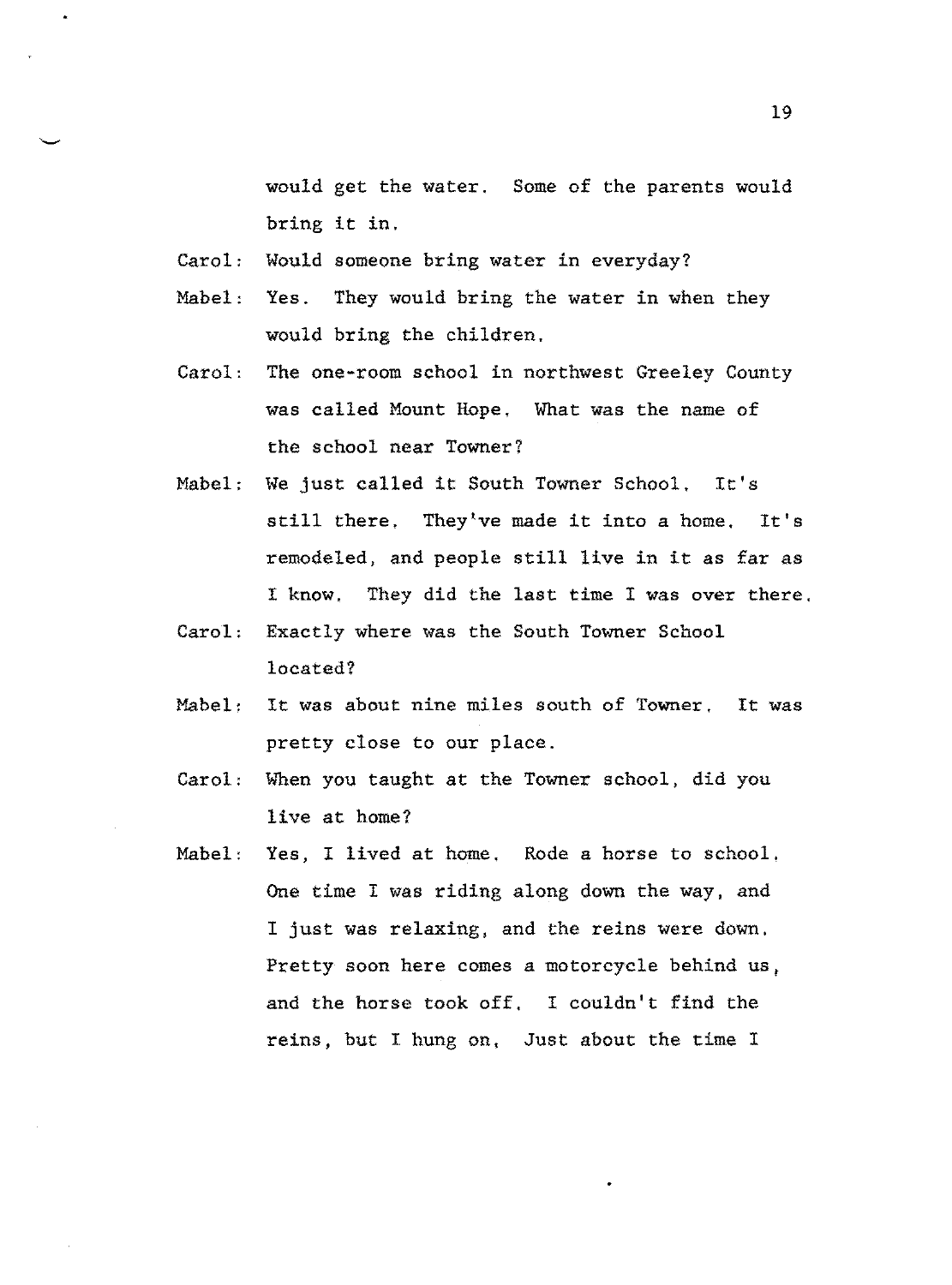would get the water. Some of the parents would bring it in.

Carol: Would someone bring water in everyday?

Mabel: Yes. They would bring the water in when they would bring the children.

Carol: The one-room school in northwest Greeley County was called Mount Hope. What was the name of the school near Towner?

Mabel: We just called it South Towner School. It's still there. They've made it into a home. It's remodeled, and people still live in it as far as I know. They did the last time I was over there.

Carol: Exactly where was the South Towner School located?

Mabel: It was about nine miles south of Towner. It was pretty close to our place.

Carol: When you taught at the Towner school, did you live at home?

Mabel: Yes, I lived at home. Rode a horse to school. One time I was riding along down the way, and I just was relaxing, and the reins were down. Pretty soon here comes a motorcycle behind us, and the horse took off. I couldn't find the reins, but I hung on. Just about the time I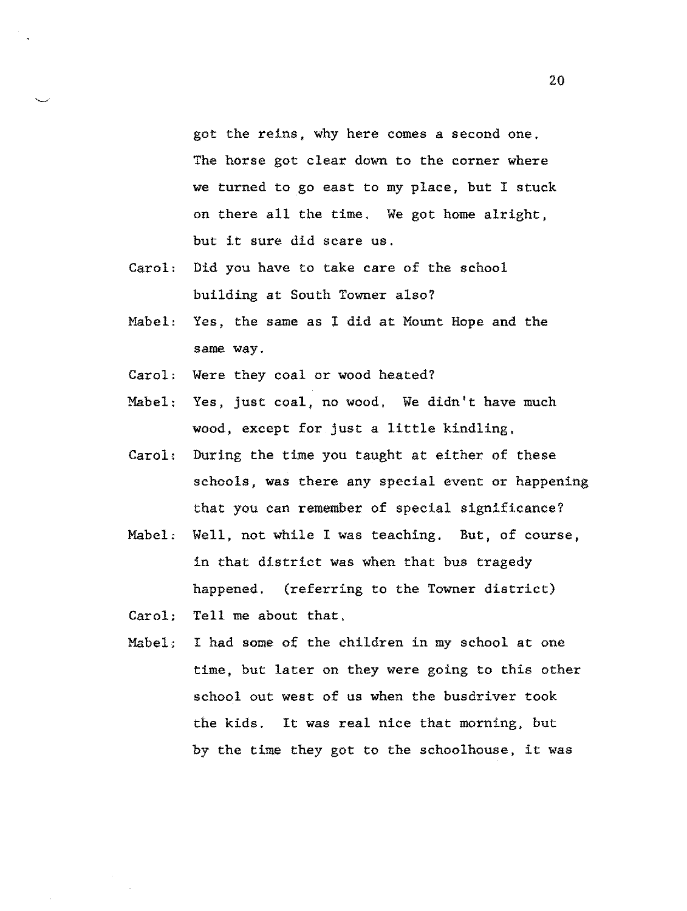got the reins, why here comes a second one. The horse got clear down to the corner where we turned to go east to my place, but I stuck on there all the time. We got home alright, but it sure did scare us.

Carol: Did you have to take care of the school building at South Towner also?

Mabel: Yes, the same as I did at Mount Hope and the same way.

Carol: Were they coal or wood heated?

Mabel: Yes, just coal, no wood. We didn't have much wood, except for just a little kindling.

Carol: During the time you taught at either of these schools, was there any special event or happening that you can remember of special significance?

Mabel: Well, not while I was teaching. But, of course, in that district was when that bus tragedy happened. (referring to the Towner district)

Carol: Tell me about that.

Mabel: I had some of the children in my school at one time, but later on they were going to this other school out west of us when the busdriver took the kids. It was real nice that morning, but by the time they got to the schoolhouse, it was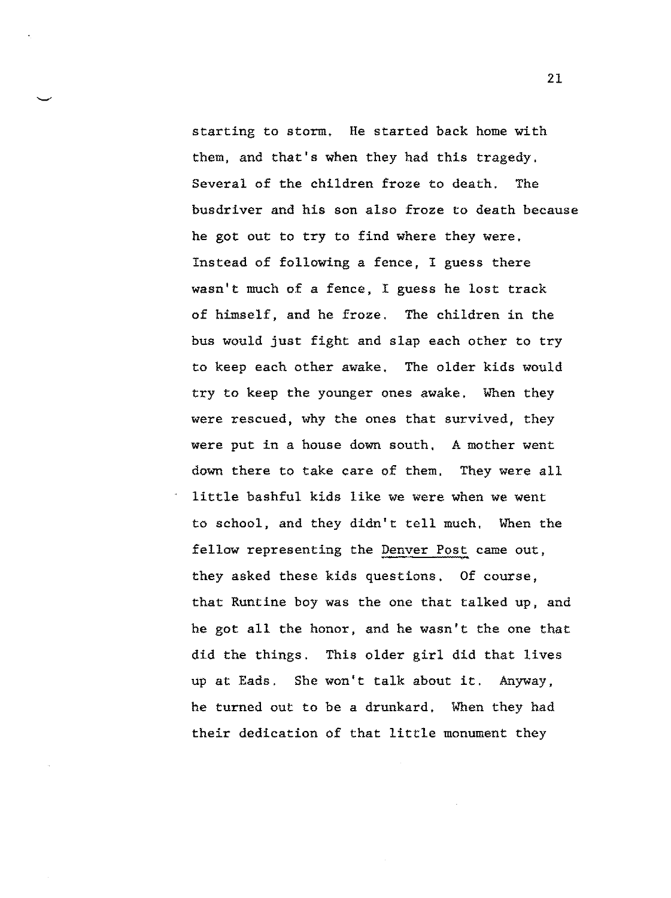starting to storm. He started back home with them, and that's when they had this tragedy. Several of the children froze to death. The busdriver and his son also froze to death because he got out to try to find where they were. Instead of following a fence, I guess there wasn't much of a fence, I guess he lost track of himself, and he froze. The children in the bus would just fight and slap each other to try to keep each other awake. The older kids would try to keep the younger ones awake. When they were rescued, why the ones that survived, they were put in a house down south. A mother went down there to take care of them. They were all little bashful kids like we were when we went to school, and they didn't tell much. When the fellow representing the Denver Post came out, they asked these kids questions. Of course, that Runtine boy was the one that talked up, and he got all the honor, and he wasn't the one that did the things. This older girl did that lives up at Eads. She won't talk about it. Anyway, he turned out to be a drunkard. When they had their dedication of that little monument they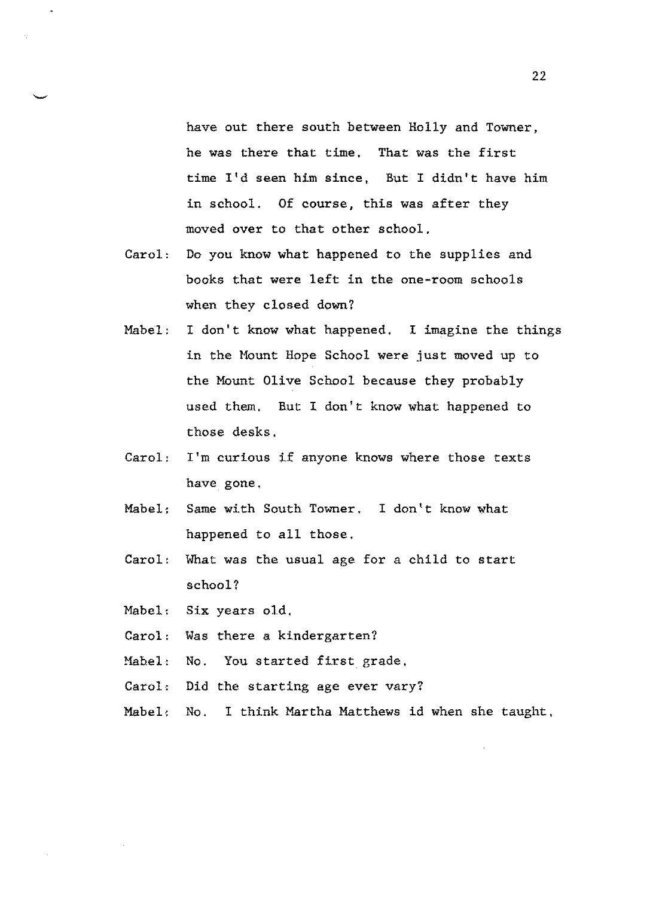have out there south between Holly and Towner, he was there that time. That was the first time I'd seen him since. But I didn't have him in school. Of course, this was after they moved over to that other school.

Carol: Do you know what happened to the supplies and books that were left in the one-room schools when they closed down?

Mabel: I don't know what happened. I imagine the things in the Mount Hope School were just moved up to the Mount Olive School because they probably used them. But I don't know what happened to those desks.

Carol: I'm curious if anyone knows where those texts have gone.

Mabel: Same with South Towner. I don't know what happened to all those.

Carol: What was the usual age for a child to start school?

Mabel: Six years old.

Carol: Was there a kindergarten?

Mabel: No. You started first grade.

Carol: Did the starting age ever vary?

Mabel: No. I think Martha Matthews id when she taught.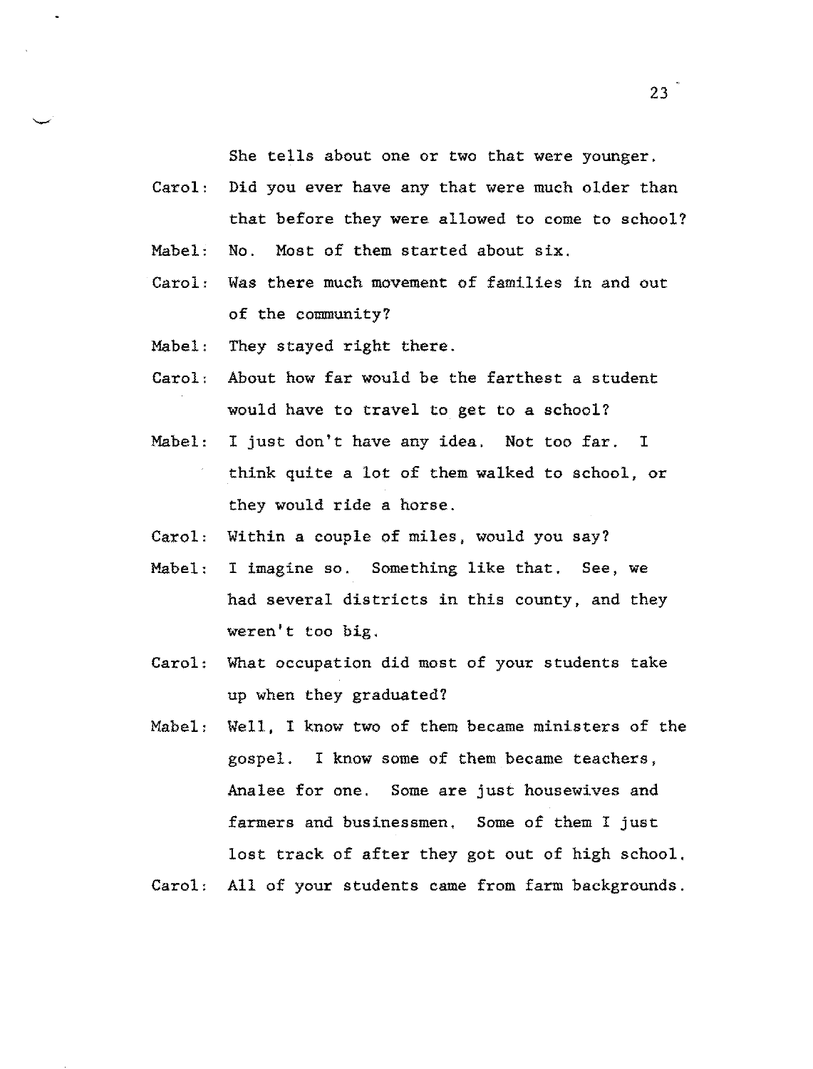She tells about one or two that were younger.

Carol: Did you ever have any that were much older than that before they were allowed to come to school?

Mabel: No. Most of them started about six.

Carol: Was there much movement of families in and out of the community?

Mabel: They stayed right there.

Carol: About how far would be the farthest a student would have to travel to get to a school?

Mabel: I just don't have any idea. Not too far. I think quite a lot of them walked to school, or they would ride a horse.

Carol: Within a couple of miles, would you say?

Mabel: I imagine so. Something like that. See, we had several districts in this county, and they weren't too big.

Carol: What occupation did most of your students take up when they graduated?

Mabel: Well, I know two of them became ministers of the gospel. I know some of them became teachers, Analee for one. Some are just housewives and farmers and businessmen. Some of them I just lost track of after they got out of high school.

Carol: All of your students came from farm backgrounds.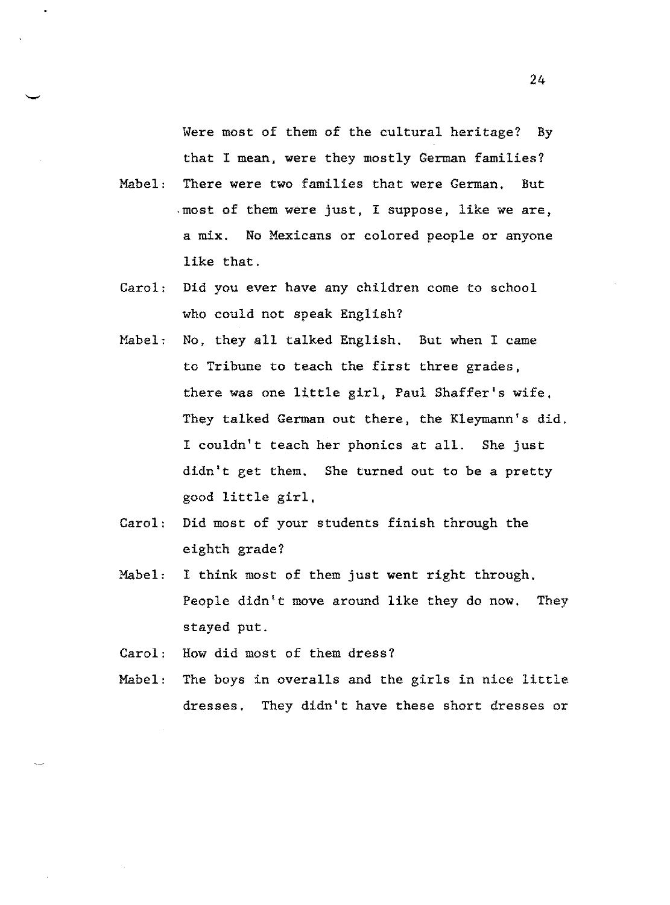Were most of them of the cultural heritage? By that I mean, were they mostly German families?

Mabel: There were two families that were German. But most of them were just, I suppose, like we are, a mix. No Mexicans or colored people or anyone like that.

Carol: Did you ever have any children come to school who could not speak English?

Mabel: No, they all talked English. But when I came to Tribune to teach the first three grades, there was one little girl, Paul Shaffer's wife. They talked German out there, the Kleymann's did. I couldn't teach her phonics at all. She just didn't get them. She turned out to be a pretty good little girl.

Carol: Did most of your students finish through the eighth grade?

Mabel: I think most of them just went right through. People didn't move around like they do now. They stayed put.

Carol: How did most of them dress?

Mabel: The boys in overalls and the girls in nice little dresses. They didn't have these short dresses or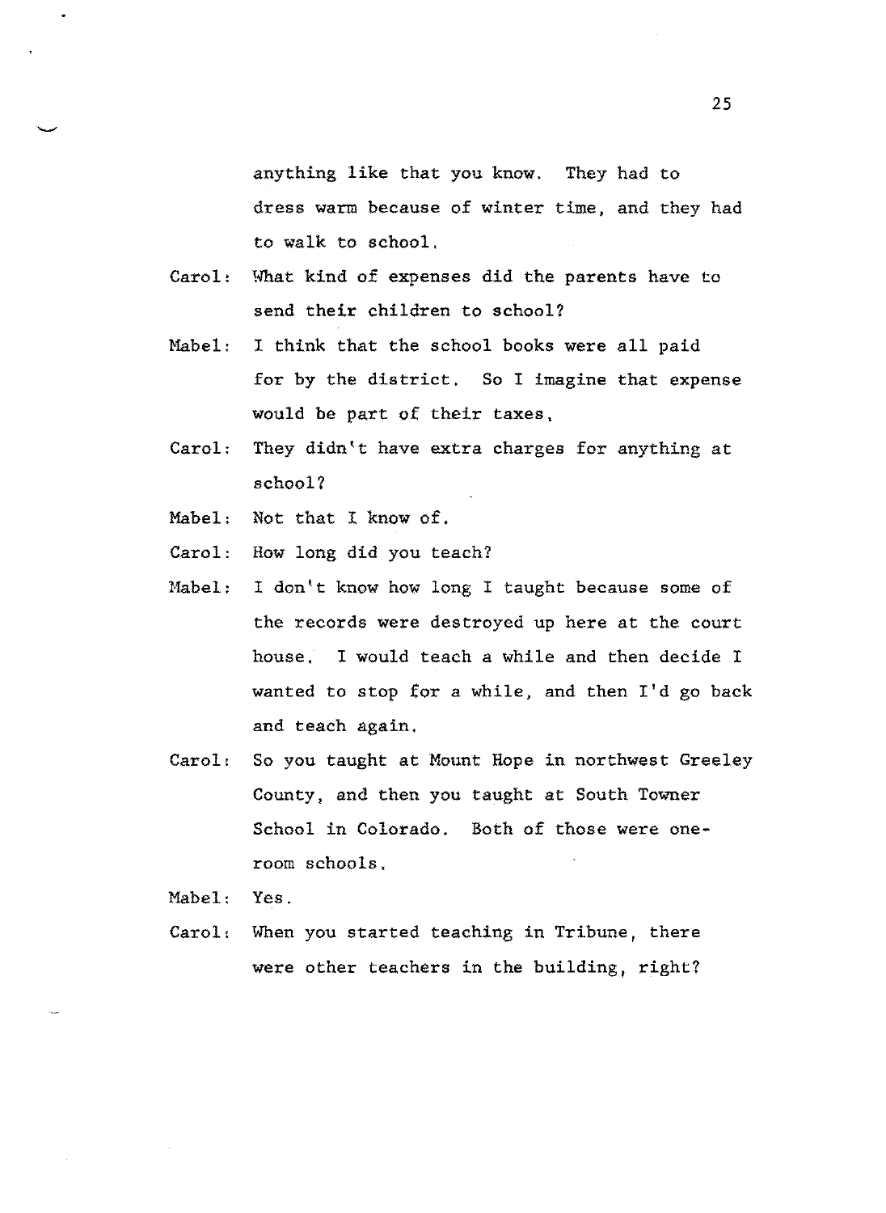anything like that you know. They had to dress warm because of winter time, and they had to walk to school.

Carol: What kind of expenses did the parents have to send their children to school?

Mabel: I think that the school books were all paid for by the district. So I imagine that expense would be part of their taxes.

Carol: They didn't have extra charges for anything at school?

Mabel: Not that I know of.

Carol: How long did you teach?

Mabel: I don't know how long I taught because some of the records were destroyed up here at the court house. I would teach a while and then decide I wanted to stop for a while, and then I'd go back and teach again.

Carol: So you taught at Mount Hope in northwest Greeley County, and then you taught at South Towner School in Colorado. Both of those were one-room schools.

Mabel: Yes.

Carol: When you started teaching in Tribune, there were other teachers in the building, right?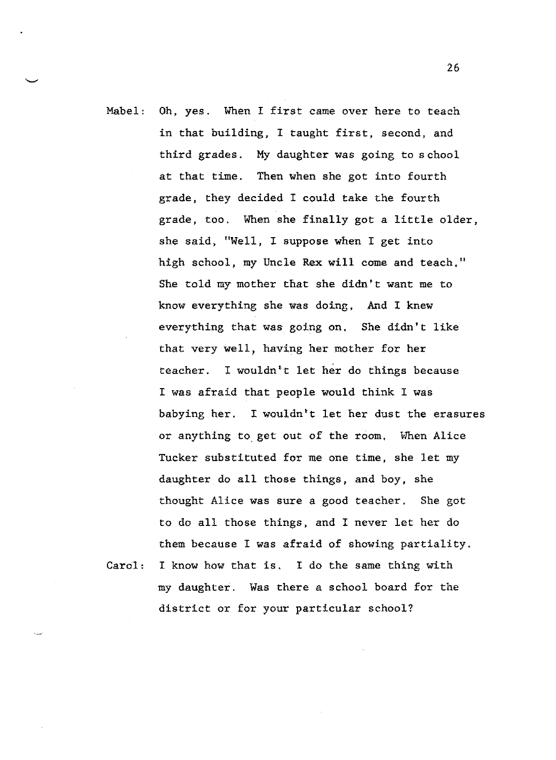Mabel: Oh, yes. When I first came over here to teach in that building, I taught first, second, and third grades. My daughter was going to s chool at that time. Then when she got into fourth grade, they decided I could take the fourth grade, too. When she finally got a little older, she said, "Well, I suppose when I get into high school, my Uncle Rex will come and teach." She told my mother that she didn't want me to know everything she was doing. And I knew everything that was going on. She didn't like that very well, having her mother for her teacher. I wouldn't let her do things because I was afraid that people would think I was babying her. I wouldn't let her dust the erasures or anything to get out of the room. When Alice Tucker substituted for me one time, she let my daughter do all those things, and boy, she thought Alice was sure a good teacher. She got to do all those things, and I never let her do them because I was afraid of showing partiality.

Carol: I know how that is. I do the same thing with my daughter. Was there a school board for the district or for your particular school?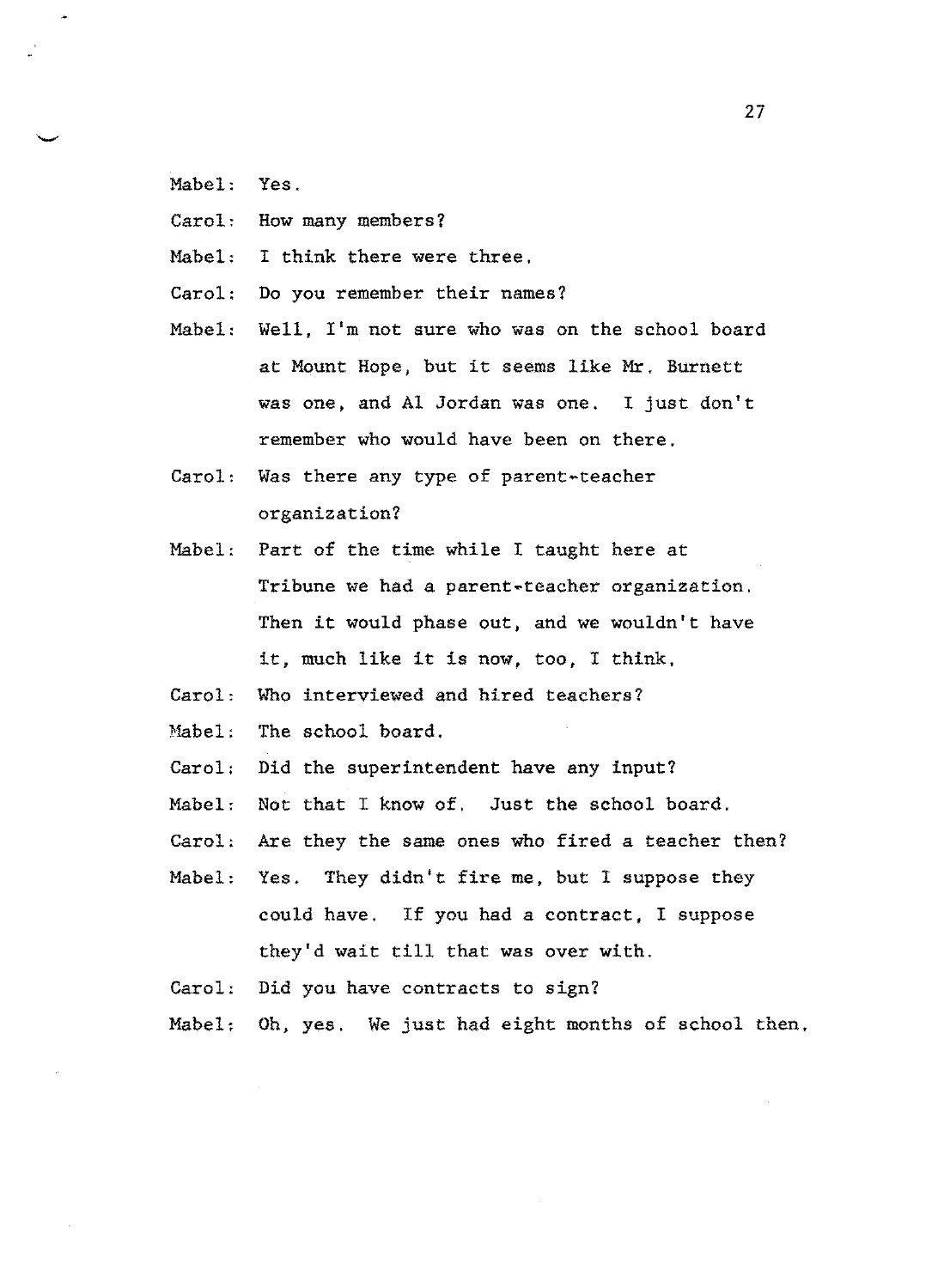Mabel: Yes.

Carol: How many members?

Mabel: I think there were three.

Carol: Do you remember their names?

Mabel: Well, I'm not sure who was on the school board at Mount Hope, but it seems like Mr. Burnett was one, and Al Jordan was one. I just don't remember who would have been on there.

Carol: Was there any type of parent-teacher organization?

Mabel: Part of the time while I taught here at Tribune we had a parent-teacher organization. Then it would phase out, and we wouldn't have it, much like it is now, too, I think.

Carol: Who interviewed and hired teachers?

Mabel: The school board.

Carol: Did the superintendent have any input?

Mabel: Not that I know of. Just the school board.

Carol: Are they the same ones who fired a teacher then?

Mabel: Yes. They didn't fire me, but I suppose they could have. If you had a contract, I suppose they'd wait till that was over with.

Carol: Did you have contracts to sign?

Mabel: Oh, yes. We just had eight months of school then.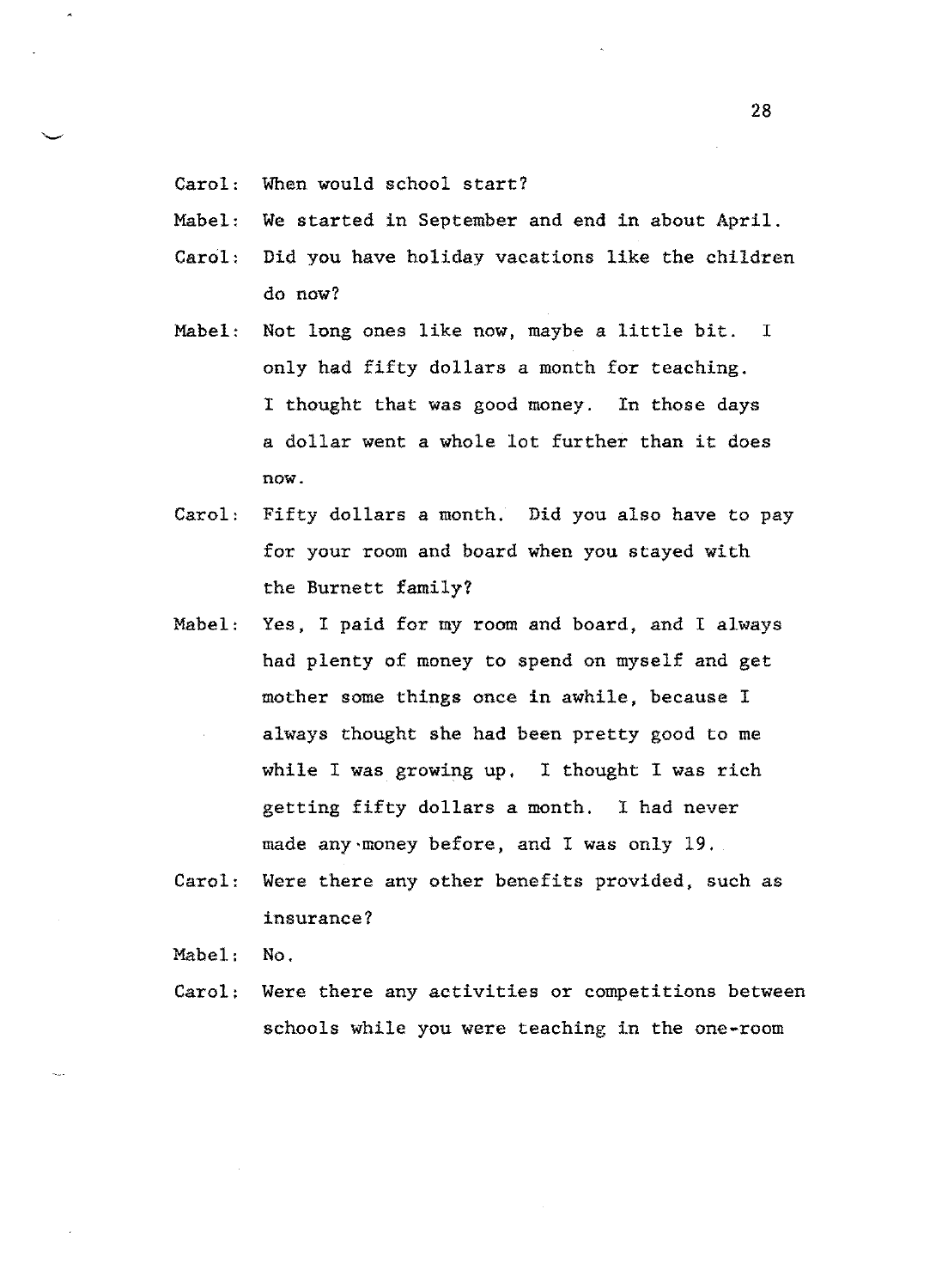Carol: When would school start?

Mabel: We started in September and end in about April.

Carol: Did you have holiday vacations like the children do now?

Mabel: Not long ones like now, maybe a little bit. I only had fifty dollars a month for teaching. I thought that was good money. In those days a dollar went a whole lot further than it does now.

Carol: Fifty dollars a month. Did you also have to pay for your room and board when you stayed with the Burnett family?

Mabel: Yes, I paid for my room and board, and I always had plenty of money to spend on myself and get mother some things once in awhile, because I always thought she had been pretty good to me while I was growing up. I thought I was rich getting fifty dollars a month. I had never made any money before, and I was only 19.

Carol: Were there any other benefits provided, such as insurance?

Mabel: No.

Carol: Were there any activities or competitions between schools while you were teaching in the one-room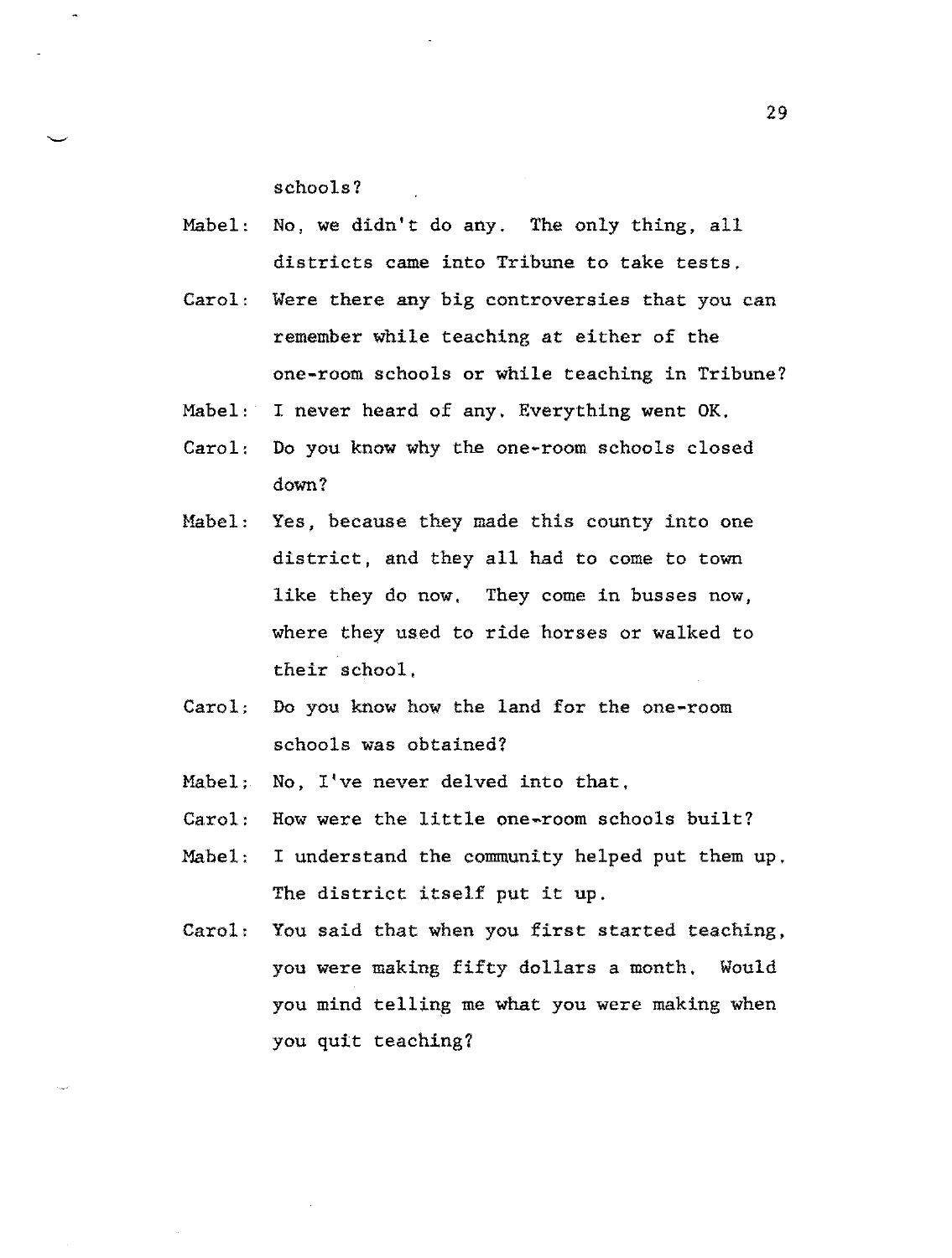schools?

Mabel: No, we didn't do any. The only thing, all districts came into Tribune to take tests.

Carol: Were there any big controversies that you can remember while teaching at either of the one-room schools or while teaching in Tribune?

Mabel: I never heard of any. Everything went OK.

Carol: Do you know why the one-room schools closed down?

Mabel: Yes, because they made this county into one district, and they all had to come to town like they do now. They come in busses now, where they used to ride horses or walked to their school.

Carol: Do you know how the land for the one-room schools was obtained?

Mabel: No, I've never delved into that.

Carol: How were the little one-room schools built?

Mabel: I understand the community helped put them up. The district itself put it up.

Carol: You said that when you first started teaching, you were making fifty dollars a month. Would you mind telling me what you were making when you quit teaching?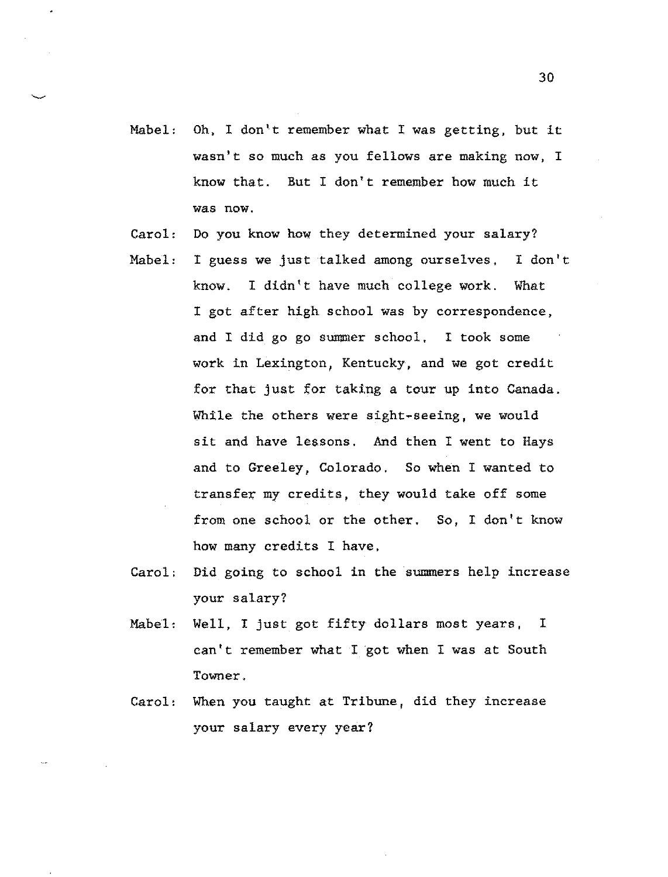Mabel: Oh, I don't remember what I was getting, but it wasn't so much as you fellows are making now, I know that. But I don't remember how much it was now.

Carol: Do you know how they determined your salary?

Mabel: I guess we just talked among ourselves. I don't know. I didn't have much college work. What I got after high school was by correspondence, and I did go go summer school. I took some work in Lexington, Kentucky, and we got credit for that just for taking a tour up into Canada. While the others were sight-seeing, we would sit and have lessons. And then I went to Hays and to Greeley, Colorado. So when I wanted to transfer my credits, they would take off some from one school or the other. So, I don't know how many credits I have.

Carol: Did going to school in the summers help increase your salary?

Mabel: Well, I just got fifty dollars most years. I can't remember what I got when I was at South Towner.

Carol: When you taught at Tribune, did they increase your salary every year?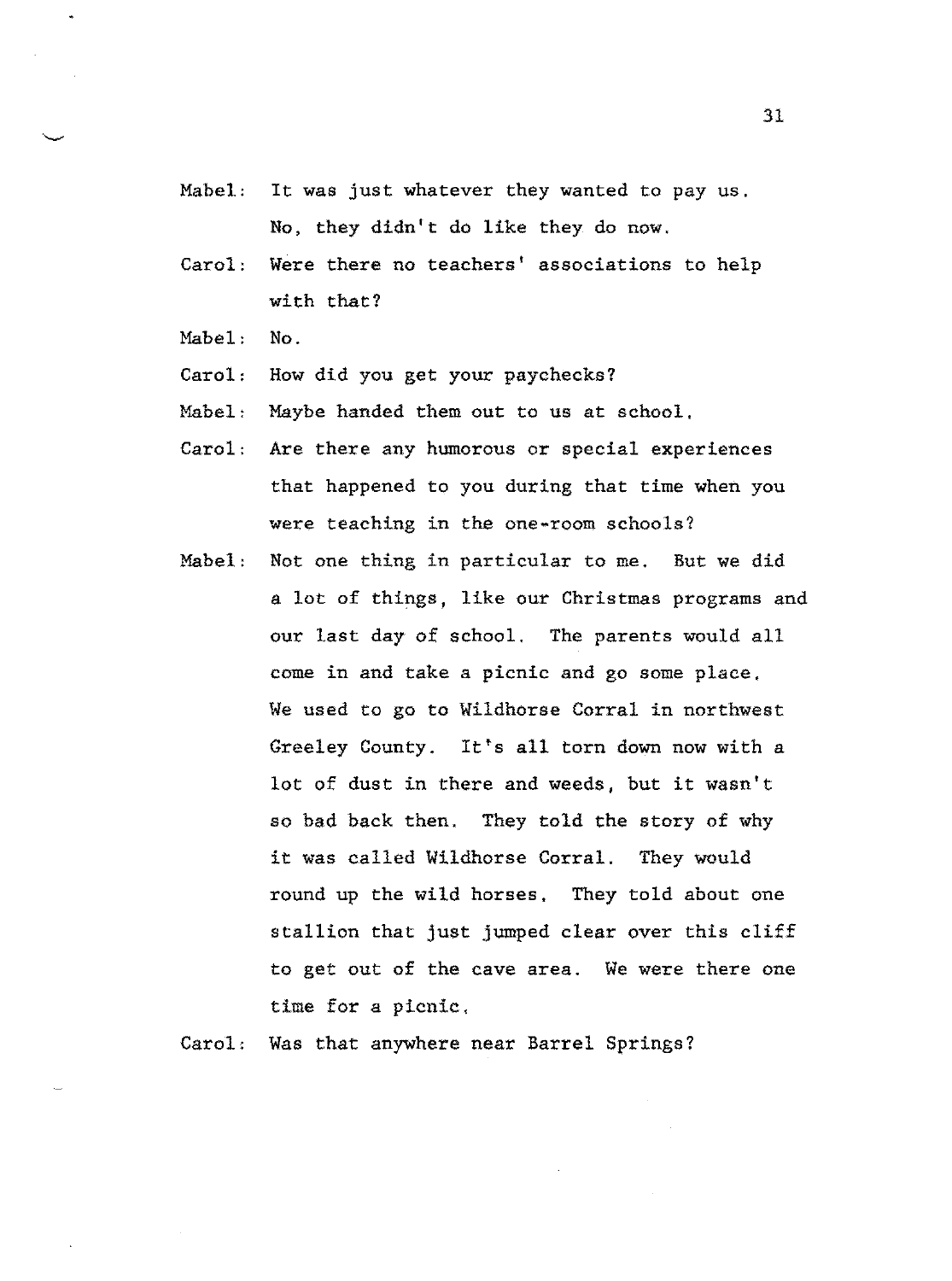Mabel: It was just whatever they wanted to pay us. No, they didn't do like they do now.

Carol: Were there no teachers' associations to help with that?

Mabel: No.

Carol: How did you get your paychecks?

Mabel: Maybe handed them out to us at school.

Carol: Are there any humorous or special experiences that happened to you during that time when you were teaching in the one-room schools?

Mabel: Not one thing in particular to me. But we did a lot of things, like our Christmas programs and our last day of school. The parents would all come in and take a picnic and go some place. We used to go to Wildhorse Corral in northwest Greeley County. It's all torn down now with a lot of dust in there and weeds, but it wasn't so bad back then. They told the story of why it was called Wildhorse Corral. They would round up the wild horses. They told about one stallion that just jumped clear over this cliff to get out of the cave area. We were there one time for a picnic.

Carol: Was that anywhere near Barrel Springs?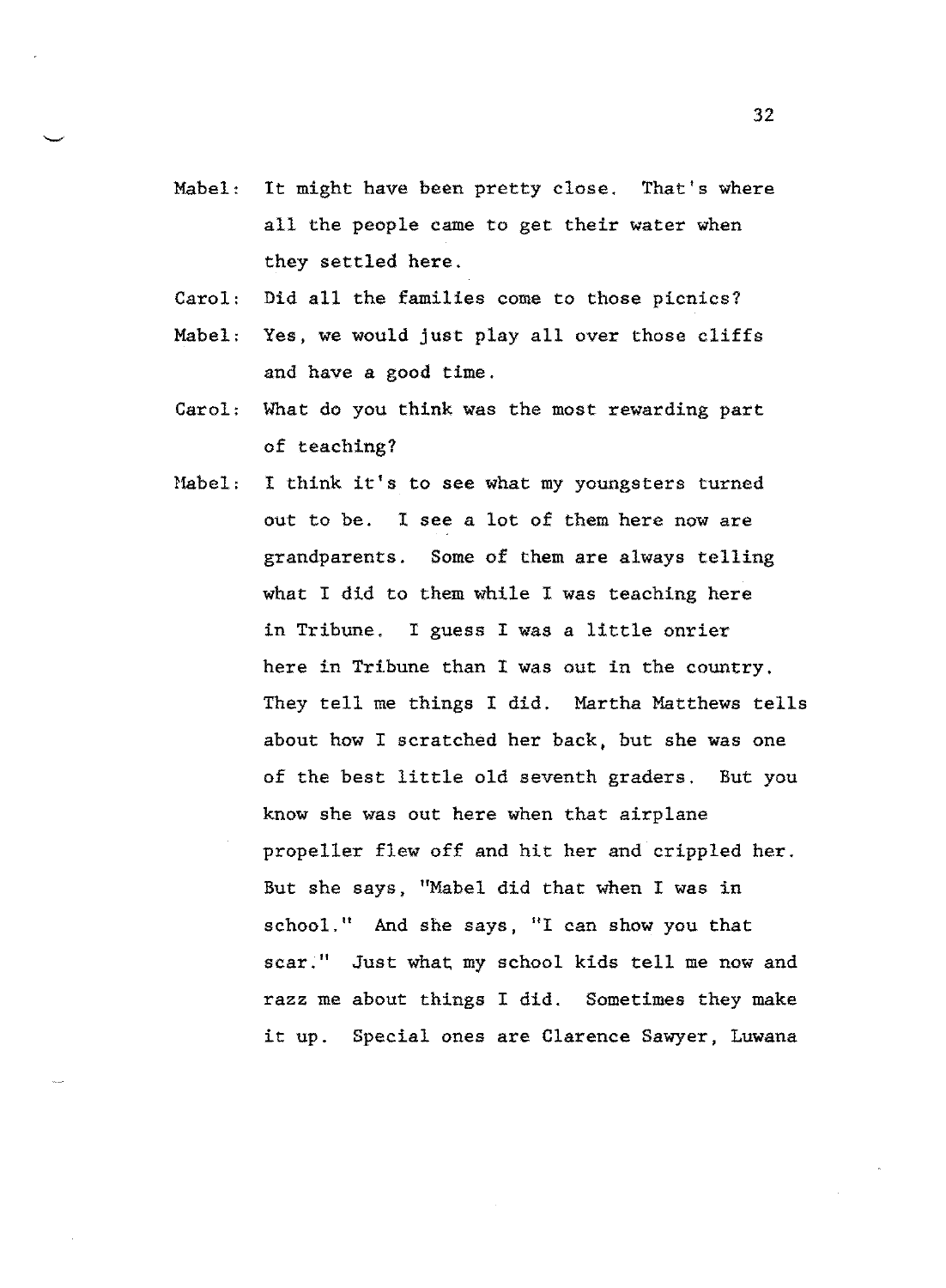Mabel: It might have been pretty close. That's where all the people came to get their water when they settled here.

Carol: Did all the families come to those picnics?

Mabel: Yes, we would just play all over those cliffs and have a good time.

Carol: What do you think was the most rewarding part of teaching?

Mabel: I think it's to see what my youngsters turned out to be. I see a lot of them here now are grandparents. Some of them are always telling what I did to them while I was teaching here in Tribune. I guess I was a little onrier here in Tribune than I was out in the country. They tell me things I did. Martha Matthews tells about how I scratched her back, but she was one of the best little old seventh graders. But you know she was out here when that airplane propeller flew off and hit her and crippled her. But she says, "Mabel did that when I was in school." And she says, "I can show you that scar." Just what my school kids tell me now and razz me about things I did. Sometimes they make it up. Special ones are Clarence Sawyer, Luwana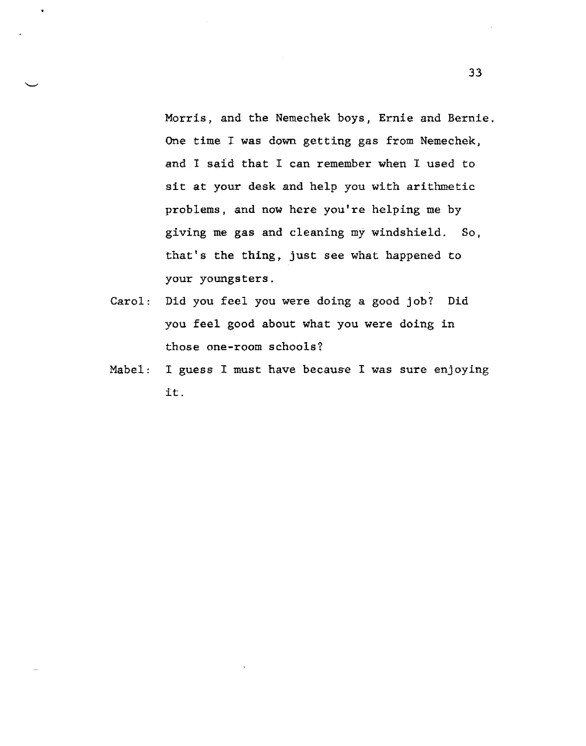Morris, and the Nemechek boys, Ernie and Bernie. One time I was down getting gas from Nemechek, and I said that I can remember when I used to sit at your desk and help you with arithmetic problems, and now here you're helping me by giving me gas and cleaning my windshield. So, that's the thing, just see what happened to your youngsters.

Carol: Did you feel you were doing a good job? Did you feel good about what you were doing in those one-room schools?

Mabel: I guess I must have because I was sure enjoying it.